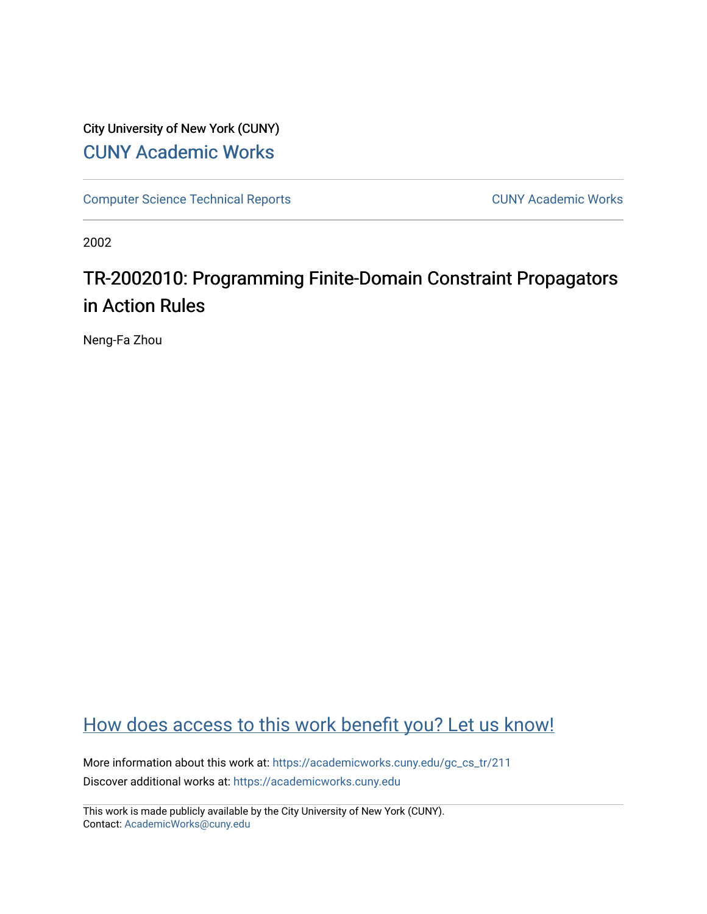City University of New York (CUNY)

CUNY Academic Works

Computer Science Technical Reports

CUNY Academic Works

2002

# TR-2002010: Programming Finite-Domain Constraint Propagators in Action Rules

Neng-Fa Zhou

How does access to this work benefit you? Let us know!

More information about this work at: https://academicworks.cuny.edu/gc_cs_tr/211

Discover additional works at: https://academicworks.cuny.edu

This work is made publicly available by the City University of New York (CUNY).
Contact: AcademicWorks@cuny.edu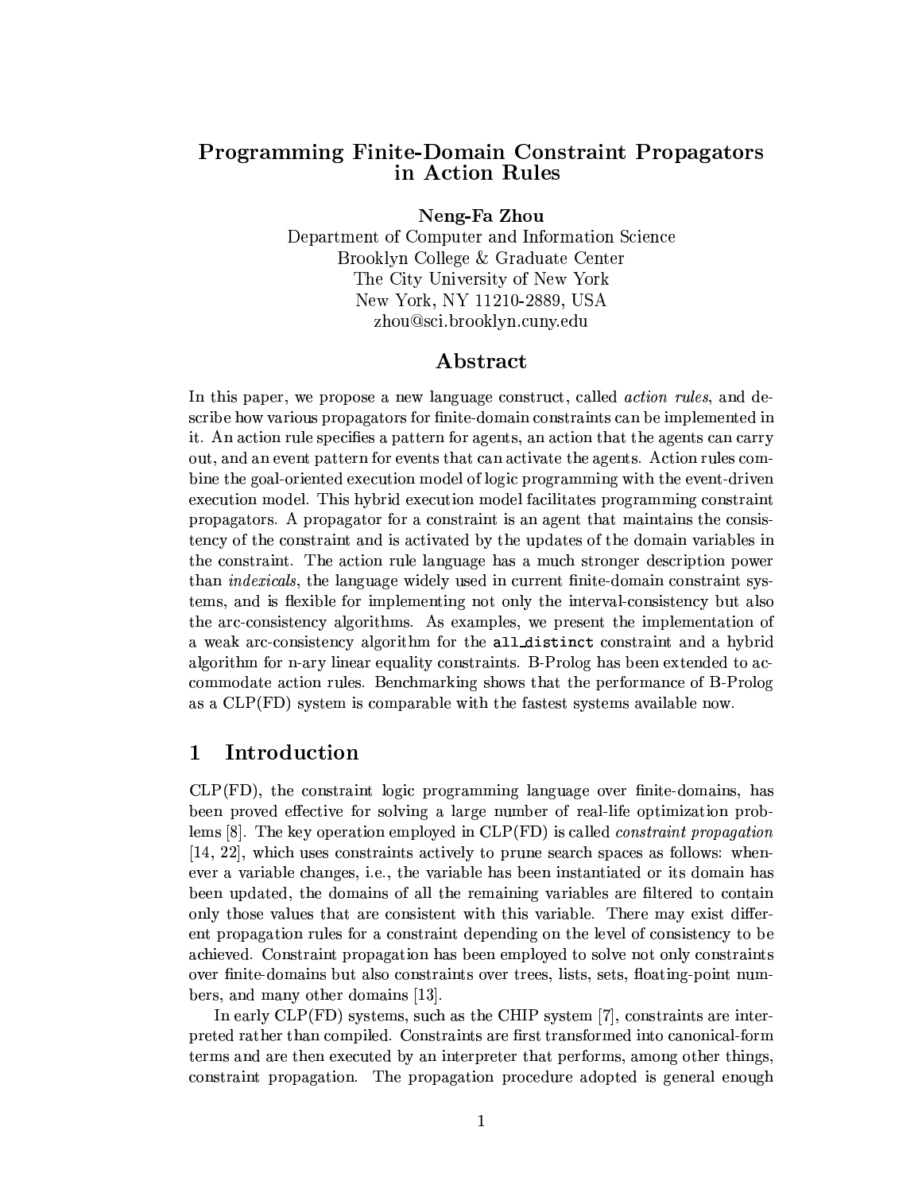# Programming Finite-Domain Constraint Propagators in Action Rules

**Neng-Fa Zhou**

Department of Computer and Information Science
Brooklyn College & Graduate Center
The City University of New York
New York, NY 11210-2889, USA
zhou@sci.brooklyn.cuny.edu

## Abstract

In this paper, we propose a new language construct, called *action rules*, and describe how various propagators for finite-domain constraints can be implemented in it. An action rule specifies a pattern for agents, an action that the agents can carry out, and an event pattern for events that can activate the agents. Action rules combine the goal-oriented execution model of logic programming with the event-driven execution model. This hybrid execution model facilitates programming constraint propagators. A propagator for a constraint is an agent that maintains the consistency of the constraint and is activated by the updates of the domain variables in the constraint. The action rule language has a much stronger description power than *indexicals*, the language widely used in current finite-domain constraint systems, and is flexible for implementing not only the interval-consistency but also the arc-consistency algorithms. As examples, we present the implementation of a weak arc-consistency algorithm for the `all_distinct` constraint and a hybrid algorithm for n-ary linear equality constraints. B-Prolog has been extended to accommodate action rules. Benchmarking shows that the performance of B-Prolog as a CLP(FD) system is comparable with the fastest systems available now.

## 1 Introduction

CLP(FD), the constraint logic programming language over finite-domains, has been proved effective for solving a large number of real-life optimization problems [8]. The key operation employed in CLP(FD) is called *constraint propagation* [14, 22], which uses constraints actively to prune search spaces as follows: whenever a variable changes, i.e., the variable has been instantiated or its domain has been updated, the domains of all the remaining variables are filtered to contain only those values that are consistent with this variable. There may exist different propagation rules for a constraint depending on the level of consistency to be achieved. Constraint propagation has been employed to solve not only constraints over finite-domains but also constraints over trees, lists, sets, floating-point numbers, and many other domains [13].

In early CLP(FD) systems, such as the CHIP system [7], constraints are interpreted rather than compiled. Constraints are first transformed into canonical-form terms and are then executed by an interpreter that performs, among other things, constraint propagation. The propagation procedure adopted is general enough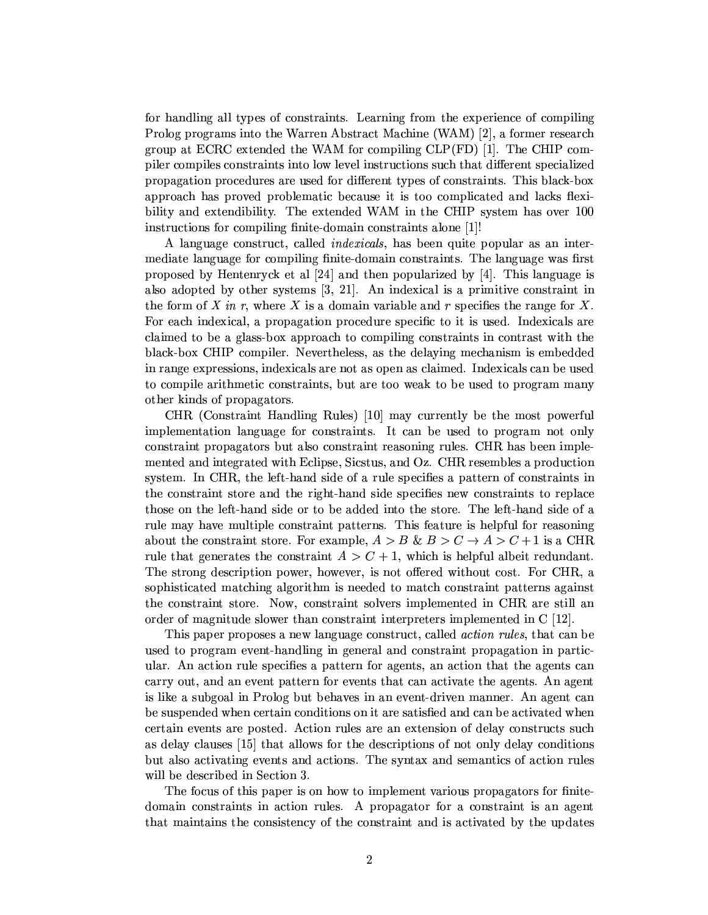for handling all types of constraints. Learning from the experience of compiling Prolog programs into the Warren Abstract Machine (WAM) [2], a former research group at ECRC extended the WAM for compiling CLP(FD) [1]. The CHIP compiler compiles constraints into low level instructions such that different specialized propagation procedures are used for different types of constraints. This black-box approach has proved problematic because it is too complicated and lacks flexibility and extendibility. The extended WAM in the CHIP system has over 100 instructions for compiling finite-domain constraints alone [1]!

A language construct, called *indexicals*, has been quite popular as an intermediate language for compiling finite-domain constraints. The language was first proposed by Hentenryck et al [24] and then popularized by [4]. This language is also adopted by other systems [3, 21]. An indexical is a primitive constraint in the form of $X$ *in* $r$, where $X$ is a domain variable and $r$ specifies the range for $X$. For each indexical, a propagation procedure specific to it is used. Indexicals are claimed to be a glass-box approach to compiling constraints in contrast with the black-box CHIP compiler. Nevertheless, as the delaying mechanism is embedded in range expressions, indexicals are not as open as claimed. Indexicals can be used to compile arithmetic constraints, but are too weak to be used to program many other kinds of propagators.

CHR (Constraint Handling Rules) [10] may currently be the most powerful implementation language for constraints. It can be used to program not only constraint propagators but also constraint reasoning rules. CHR has been implemented and integrated with Eclipse, Sicstus, and Oz. CHR resembles a production system. In CHR, the left-hand side of a rule specifies a pattern of constraints in the constraint store and the right-hand side specifies new constraints to replace those on the left-hand side or to be added into the store. The left-hand side of a rule may have multiple constraint patterns. This feature is helpful for reasoning about the constraint store. For example, $A > B \;\&\; B > C \rightarrow A > C + 1$ is a CHR rule that generates the constraint $A > C + 1$, which is helpful albeit redundant. The strong description power, however, is not offered without cost. For CHR, a sophisticated matching algorithm is needed to match constraint patterns against the constraint store. Now, constraint solvers implemented in CHR are still an order of magnitude slower than constraint interpreters implemented in C [12].

This paper proposes a new language construct, called *action rules*, that can be used to program event-handling in general and constraint propagation in particular. An action rule specifies a pattern for agents, an action that the agents can carry out, and an event pattern for events that can activate the agents. An agent is like a subgoal in Prolog but behaves in an event-driven manner. An agent can be suspended when certain conditions on it are satisfied and can be activated when certain events are posted. Action rules are an extension of delay constructs such as delay clauses [15] that allows for the descriptions of not only delay conditions but also activating events and actions. The syntax and semantics of action rules will be described in Section 3.

The focus of this paper is on how to implement various propagators for finite-domain constraints in action rules. A propagator for a constraint is an agent that maintains the consistency of the constraint and is activated by the updates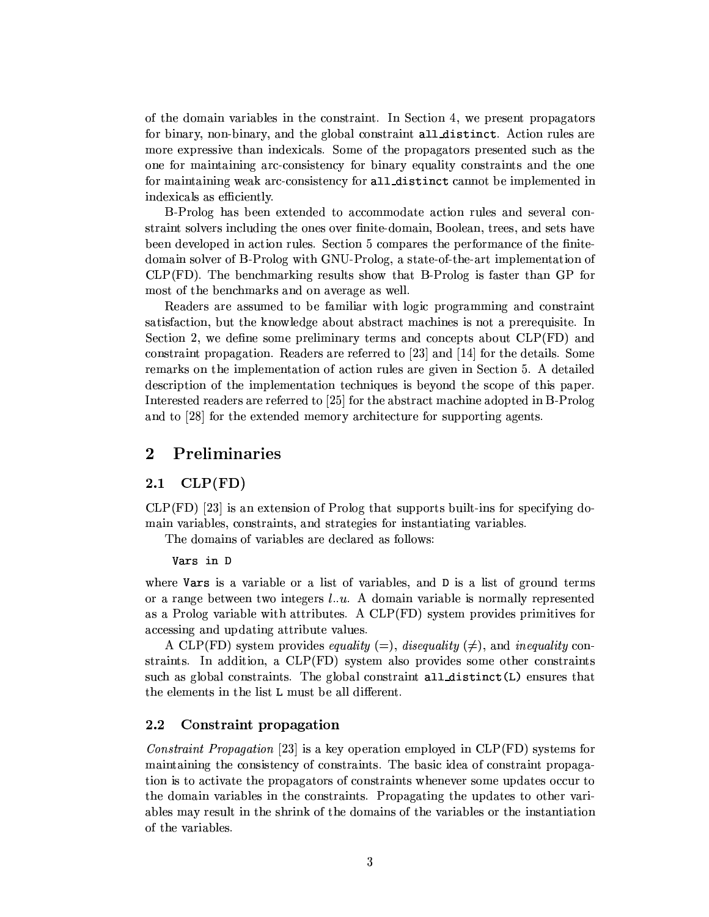of the domain variables in the constraint. In Section 4, we present propagators for binary, non-binary, and the global constraint `all_distinct`. Action rules are more expressive than indexicals. Some of the propagators presented such as the one for maintaining arc-consistency for binary equality constraints and the one for maintaining weak arc-consistency for `all_distinct` cannot be implemented in indexicals as efficiently.

B-Prolog has been extended to accommodate action rules and several constraint solvers including the ones over finite-domain, Boolean, trees, and sets have been developed in action rules. Section 5 compares the performance of the finite-domain solver of B-Prolog with GNU-Prolog, a state-of-the-art implementation of CLP(FD). The benchmarking results show that B-Prolog is faster than GP for most of the benchmarks and on average as well.

Readers are assumed to be familiar with logic programming and constraint satisfaction, but the knowledge about abstract machines is not a prerequisite. In Section 2, we define some preliminary terms and concepts about CLP(FD) and constraint propagation. Readers are referred to [23] and [14] for the details. Some remarks on the implementation of action rules are given in Section 5. A detailed description of the implementation techniques is beyond the scope of this paper. Interested readers are referred to [25] for the abstract machine adopted in B-Prolog and to [28] for the extended memory architecture for supporting agents.

## 2 Preliminaries

### 2.1 CLP(FD)

CLP(FD) [23] is an extension of Prolog that supports built-ins for specifying domain variables, constraints, and strategies for instantiating variables.

The domains of variables are declared as follows:

```
Vars in D
```

where `Vars` is a variable or a list of variables, and `D` is a list of ground terms or a range between two integers $l..u$. A domain variable is normally represented as a Prolog variable with attributes. A CLP(FD) system provides primitives for accessing and updating attribute values.

A CLP(FD) system provides *equality* ($=$), *disequality* ($\neq$), and *inequality* constraints. In addition, a CLP(FD) system also provides some other constraints such as global constraints. The global constraint `all_distinct(L)` ensures that the elements in the list `L` must be all different.

### 2.2 Constraint propagation

*Constraint Propagation* [23] is a key operation employed in CLP(FD) systems for maintaining the consistency of constraints. The basic idea of constraint propagation is to activate the propagators of constraints whenever some updates occur to the domain variables in the constraints. Propagating the updates to other variables may result in the shrink of the domains of the variables or the instantiation of the variables.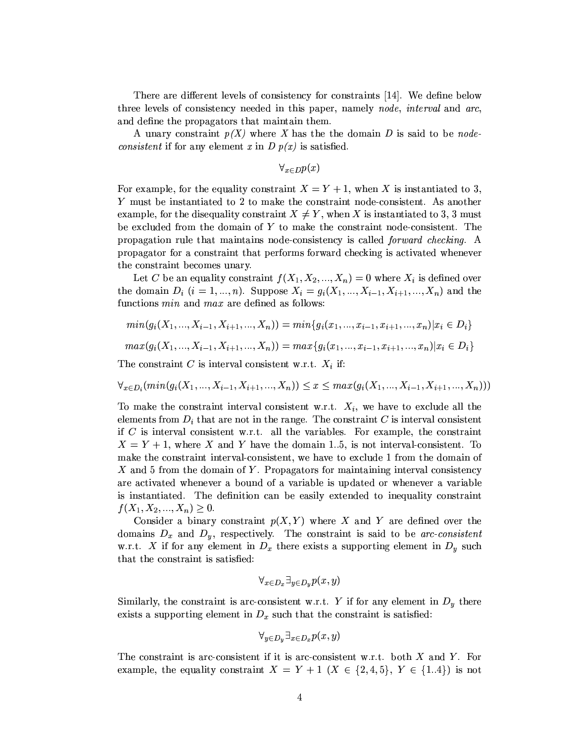There are different levels of consistency for constraints [14]. We define below three levels of consistency needed in this paper, namely *node*, *interval* and *arc*, and define the propagators that maintain them.

A unary constraint *p(X)* where $X$ has the the domain $D$ is said to be *node-consistent* if for any element $x$ in $D$ *p(x)* is satisfied.

$$\forall_{x \in D} p(x)$$

For example, for the equality constraint $X = Y + 1$, when $X$ is instantiated to 3, $Y$ must be instantiated to 2 to make the constraint node-consistent. As another example, for the disequality constraint $X \neq Y$, when $X$ is instantiated to 3, 3 must be excluded from the domain of $Y$ to make the constraint node-consistent. The propagation rule that maintains node-consistency is called *forward checking*. A propagator for a constraint that performs forward checking is activated whenever the constraint becomes unary.

Let $C$ be an equality constraint $f(X_1, X_2, ..., X_n) = 0$ where $X_i$ is defined over the domain $D_i$ $(i = 1, ..., n)$. Suppose $X_i = g_i(X_1, ..., X_{i-1}, X_{i+1}, ..., X_n)$ and the functions *min* and *max* are defined as follows:

$$min(g_i(X_1, ..., X_{i-1}, X_{i+1}, ..., X_n)) = min\{g_i(x_1, ..., x_{i-1}, x_{i+1}, ..., x_n) | x_i \in D_i\}$$

$$max(g_i(X_1, ..., X_{i-1}, X_{i+1}, ..., X_n)) = max\{g_i(x_1, ..., x_{i-1}, x_{i+1}, ..., x_n) | x_i \in D_i\}$$

The constraint $C$ is interval consistent w.r.t. $X_i$ if:

$$\forall_{x \in D_i}(min(g_i(X_1, ..., X_{i-1}, X_{i+1}, ..., X_n)) \leq x \leq max(g_i(X_1, ..., X_{i-1}, X_{i+1}, ..., X_n)))$$

To make the constraint interval consistent w.r.t. $X_i$, we have to exclude all the elements from $D_i$ that are not in the range. The constraint $C$ is interval consistent if $C$ is interval consistent w.r.t. all the variables. For example, the constraint $X = Y + 1$, where $X$ and $Y$ have the domain 1..5, is not interval-consistent. To make the constraint interval-consistent, we have to exclude 1 from the domain of $X$ and 5 from the domain of $Y$. Propagators for maintaining interval consistency are activated whenever a bound of a variable is updated or whenever a variable is instantiated. The definition can be easily extended to inequality constraint $f(X_1, X_2, ..., X_n) \geq 0$.

Consider a binary constraint $p(X, Y)$ where $X$ and $Y$ are defined over the domains $D_x$ and $D_y$, respectively. The constraint is said to be *arc-consistent* w.r.t. $X$ if for any element in $D_x$ there exists a supporting element in $D_y$ such that the constraint is satisfied:

$$\forall_{x \in D_x} \exists_{y \in D_y} p(x, y)$$

Similarly, the constraint is arc-consistent w.r.t. $Y$ if for any element in $D_y$ there exists a supporting element in $D_x$ such that the constraint is satisfied:

$$\forall_{y \in D_y} \exists_{x \in D_x} p(x, y)$$

The constraint is arc-consistent if it is arc-consistent w.r.t. both $X$ and $Y$. For example, the equality constraint $X = Y + 1$ ($X \in \{2, 4, 5\}$, $Y \in \{1..4\}$) is not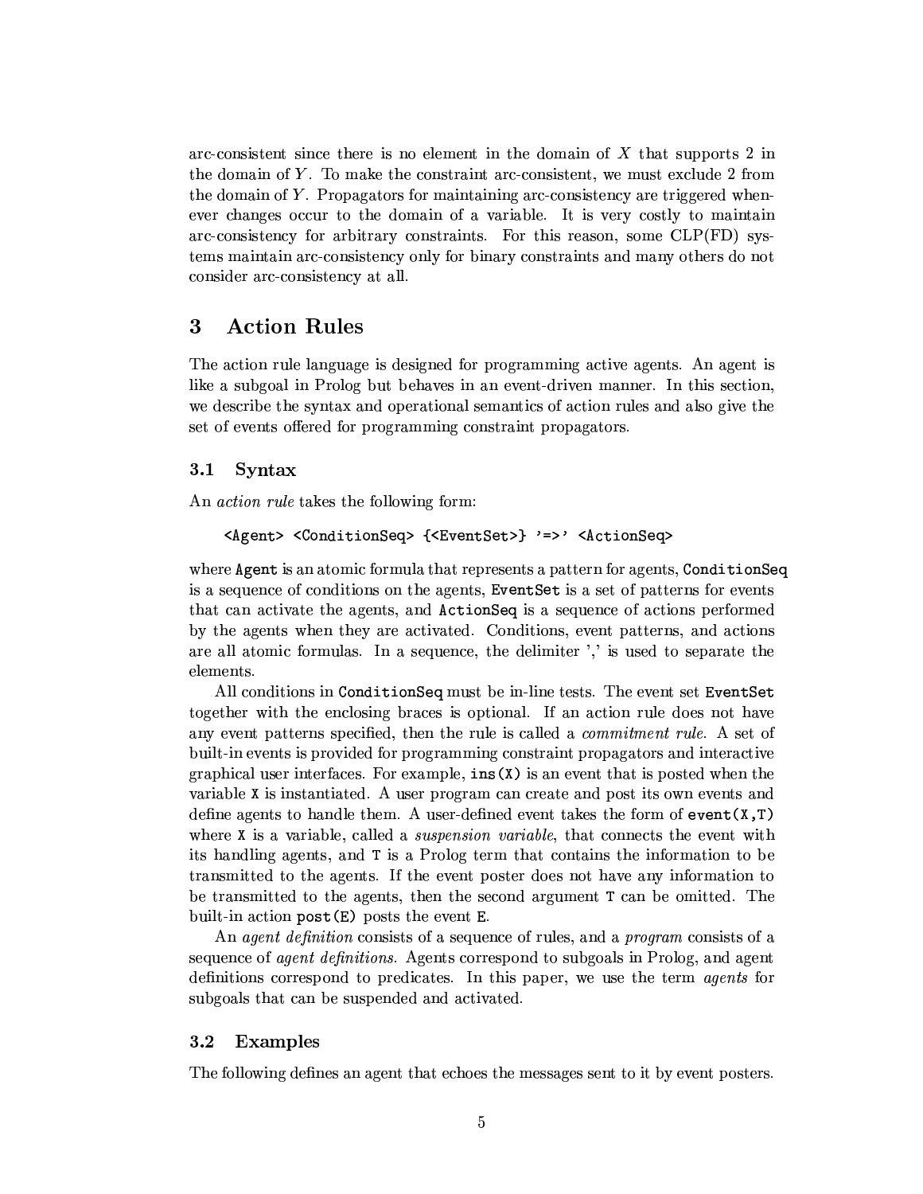arc-consistent since there is no element in the domain of $X$ that supports 2 in the domain of $Y$. To make the constraint arc-consistent, we must exclude 2 from the domain of $Y$. Propagators for maintaining arc-consistency are triggered whenever changes occur to the domain of a variable. It is very costly to maintain arc-consistency for arbitrary constraints. For this reason, some CLP(FD) systems maintain arc-consistency only for binary constraints and many others do not consider arc-consistency at all.

## 3 Action Rules

The action rule language is designed for programming active agents. An agent is like a subgoal in Prolog but behaves in an event-driven manner. In this section, we describe the syntax and operational semantics of action rules and also give the set of events offered for programming constraint propagators.

### 3.1 Syntax

An *action rule* takes the following form:

```
<Agent> <ConditionSeq> {<EventSet>} '=>' <ActionSeq>
```

where `Agent` is an atomic formula that represents a pattern for agents, `ConditionSeq` is a sequence of conditions on the agents, `EventSet` is a set of patterns for events that can activate the agents, and `ActionSeq` is a sequence of actions performed by the agents when they are activated. Conditions, event patterns, and actions are all atomic formulas. In a sequence, the delimiter ',' is used to separate the elements.

All conditions in `ConditionSeq` must be in-line tests. The event set `EventSet` together with the enclosing braces is optional. If an action rule does not have any event patterns specified, then the rule is called a *commitment rule*. A set of built-in events is provided for programming constraint propagators and interactive graphical user interfaces. For example, `ins(X)` is an event that is posted when the variable `X` is instantiated. A user program can create and post its own events and define agents to handle them. A user-defined event takes the form of `event(X,T)` where `X` is a variable, called a *suspension variable*, that connects the event with its handling agents, and `T` is a Prolog term that contains the information to be transmitted to the agents. If the event poster does not have any information to be transmitted to the agents, then the second argument `T` can be omitted. The built-in action `post(E)` posts the event `E`.

An *agent definition* consists of a sequence of rules, and a *program* consists of a sequence of *agent definitions*. Agents correspond to subgoals in Prolog, and agent definitions correspond to predicates. In this paper, we use the term *agents* for subgoals that can be suspended and activated.

### 3.2 Examples

The following defines an agent that echoes the messages sent to it by event posters.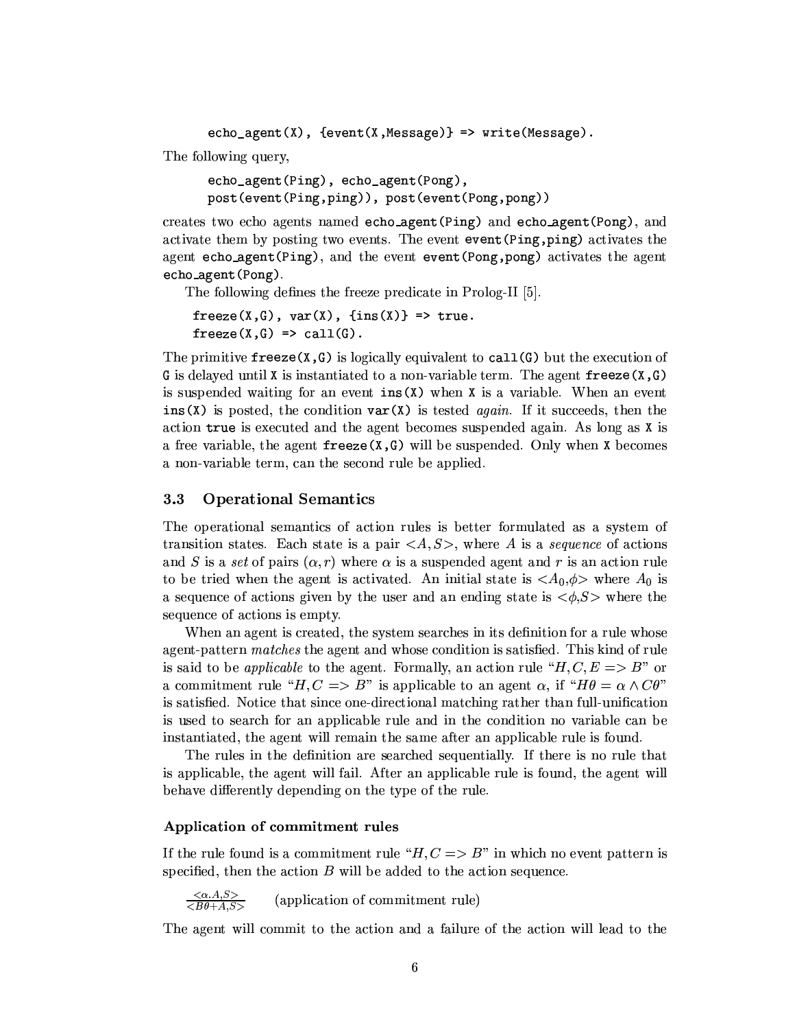```
echo_agent(X), {event(X,Message)} => write(Message).
```

The following query,

```
echo_agent(Ping), echo_agent(Pong),
post(event(Ping,ping)), post(event(Pong,pong))
```

creates two echo agents named `echo_agent(Ping)` and `echo_agent(Pong)`, and activate them by posting two events. The event `event(Ping,ping)` activates the agent `echo_agent(Ping)`, and the event `event(Pong,pong)` activates the agent `echo_agent(Pong)`.

The following defines the freeze predicate in Prolog-II [5].

```
freeze(X,G), var(X), {ins(X)} => true.
freeze(X,G) => call(G).
```

The primitive `freeze(X,G)` is logically equivalent to `call(G)` but the execution of `G` is delayed until `X` is instantiated to a non-variable term. The agent `freeze(X,G)` is suspended waiting for an event `ins(X)` when `X` is a variable. When an event `ins(X)` is posted, the condition `var(X)` is tested *again*. If it succeeds, then the action `true` is executed and the agent becomes suspended again. As long as `X` is a free variable, the agent `freeze(X,G)` will be suspended. Only when `X` becomes a non-variable term, can the second rule be applied.

### 3.3 Operational Semantics

The operational semantics of action rules is better formulated as a system of transition states. Each state is a pair $<A,S>$, where $A$ is a *sequence* of actions and $S$ is a *set* of pairs $(\alpha, r)$ where $\alpha$ is a suspended agent and $r$ is an action rule to be tried when the agent is activated. An initial state is $<A_0,\phi>$ where $A_0$ is a sequence of actions given by the user and an ending state is $<\phi,S>$ where the sequence of actions is empty.

When an agent is created, the system searches in its definition for a rule whose agent-pattern *matches* the agent and whose condition is satisfied. This kind of rule is said to be *applicable* to the agent. Formally, an action rule "$H, C, E => B$" or a commitment rule "$H, C => B$" is applicable to an agent $\alpha$, if "$H\theta = \alpha \wedge C\theta$" is satisfied. Notice that since one-directional matching rather than full-unification is used to search for an applicable rule and in the condition no variable can be instantiated, the agent will remain the same after an applicable rule is found.

The rules in the definition are searched sequentially. If there is no rule that is applicable, the agent will fail. After an applicable rule is found, the agent will behave differently depending on the type of the rule.

#### Application of commitment rules

If the rule found is a commitment rule "$H, C => B$" in which no event pattern is specified, then the action $B$ will be added to the action sequence.

$$\frac{<\alpha.A,S>}{<B\theta + A,S>} \quad \text{(application of commitment rule)}$$

The agent will commit to the action and a failure of the action will lead to the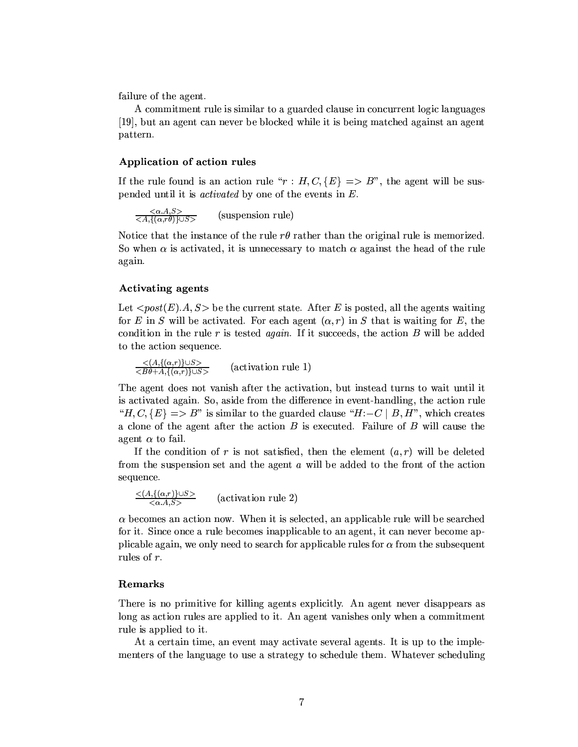failure of the agent.

A commitment rule is similar to a guarded clause in concurrent logic languages [19], but an agent can never be blocked while it is being matched against an agent pattern.

### Application of action rules

If the rule found is an action rule "$r : H, C, \{E\} => B$", the agent will be suspended until it is *activated* by one of the events in $E$.

$$\frac{<\alpha.A,S>}{<A,\{(\alpha,r\theta)\}\cup S>} \qquad \text{(suspension rule)}$$

Notice that the instance of the rule $r\theta$ rather than the original rule is memorized. So when $\alpha$ is activated, it is unnecessary to match $\alpha$ against the head of the rule again.

### Activating agents

Let $<post(E).A, S>$ be the current state. After $E$ is posted, all the agents waiting for $E$ in $S$ will be activated. For each agent $(\alpha, r)$ in $S$ that is waiting for $E$, the condition in the rule $r$ is tested *again*. If it succeeds, the action $B$ will be added to the action sequence.

$$\frac{<(A,\{(\alpha,r)\}\cup S>}{<B\theta{+}A,\{(\alpha,r)\}\cup S>} \qquad \text{(activation rule 1)}$$

The agent does not vanish after the activation, but instead turns to wait until it is activated again. So, aside from the difference in event-handling, the action rule "$H, C, \{E\} => B$" is similar to the guarded clause "$H{:-}C \mid B, H$", which creates a clone of the agent after the action $B$ is executed. Failure of $B$ will cause the agent $\alpha$ to fail.

If the condition of $r$ is not satisfied, then the element $(a, r)$ will be deleted from the suspension set and the agent $a$ will be added to the front of the action sequence.

$$\frac{<(A,\{(\alpha,r)\}\cup S>}{<\alpha.A,S>} \qquad \text{(activation rule 2)}$$

$\alpha$ becomes an action now. When it is selected, an applicable rule will be searched for it. Since once a rule becomes inapplicable to an agent, it can never become applicable again, we only need to search for applicable rules for $\alpha$ from the subsequent rules of $r$.

### Remarks

There is no primitive for killing agents explicitly. An agent never disappears as long as action rules are applied to it. An agent vanishes only when a commitment rule is applied to it.

At a certain time, an event may activate several agents. It is up to the implementers of the language to use a strategy to schedule them. Whatever scheduling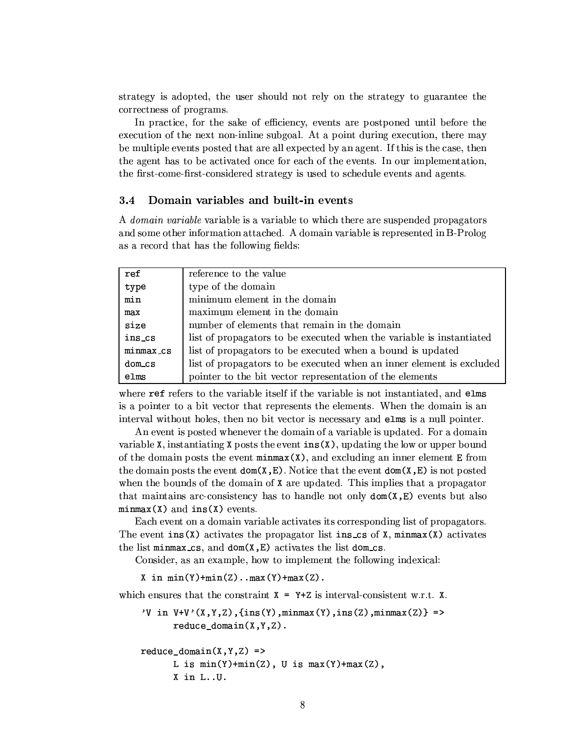strategy is adopted, the user should not rely on the strategy to guarantee the correctness of programs.

In practice, for the sake of efficiency, events are postponed until before the execution of the next non-inline subgoal. At a point during execution, there may be multiple events posted that are all expected by an agent. If this is the case, then the agent has to be activated once for each of the events. In our implementation, the first-come-first-considered strategy is used to schedule events and agents.

### 3.4 Domain variables and built-in events

A *domain variable* variable is a variable to which there are suspended propagators and some other information attached. A domain variable is represented in B-Prolog as a record that has the following fields:

| | |
|---|---|
| `ref` | reference to the value |
| `type` | type of the domain |
| `min` | minimum element in the domain |
| `max` | maximum element in the domain |
| `size` | number of elements that remain in the domain |
| `ins_cs` | list of propagators to be executed when the variable is instantiated |
| `minmax_cs` | list of propagators to be executed when a bound is updated |
| `dom_cs` | list of propagators to be executed when an inner element is excluded |
| `elms` | pointer to the bit vector representation of the elements |

where `ref` refers to the variable itself if the variable is not instantiated, and `elms` is a pointer to a bit vector that represents the elements. When the domain is an interval without holes, then no bit vector is necessary and `elms` is a null pointer.

An event is posted whenever the domain of a variable is updated. For a domain variable `X`, instantiating `X` posts the event `ins(X)`, updating the low or upper bound of the domain posts the event `minmax(X)`, and excluding an inner element `E` from the domain posts the event `dom(X,E)`. Notice that the event `dom(X,E)` is not posted when the bounds of the domain of `X` are updated. This implies that a propagator that maintains arc-consistency has to handle not only `dom(X,E)` events but also `minmax(X)` and `ins(X)` events.

Each event on a domain variable activates its corresponding list of propagators. The event `ins(X)` activates the propagator list `ins_cs` of `X`, `minmax(X)` activates the list `minmax_cs`, and `dom(X,E)` activates the list `dom_cs`.

Consider, as an example, how to implement the following indexical:

```
X in min(Y)+min(Z)..max(Y)+max(Z).
```

which ensures that the constraint `X = Y+Z` is interval-consistent w.r.t. `X`.

```
'V in V+V'(X,Y,Z),{ins(Y),minmax(Y),ins(Z),minmax(Z)} =>
      reduce_domain(X,Y,Z).

reduce_domain(X,Y,Z) =>
      L is min(Y)+min(Z), U is max(Y)+max(Z),
      X in L..U.
```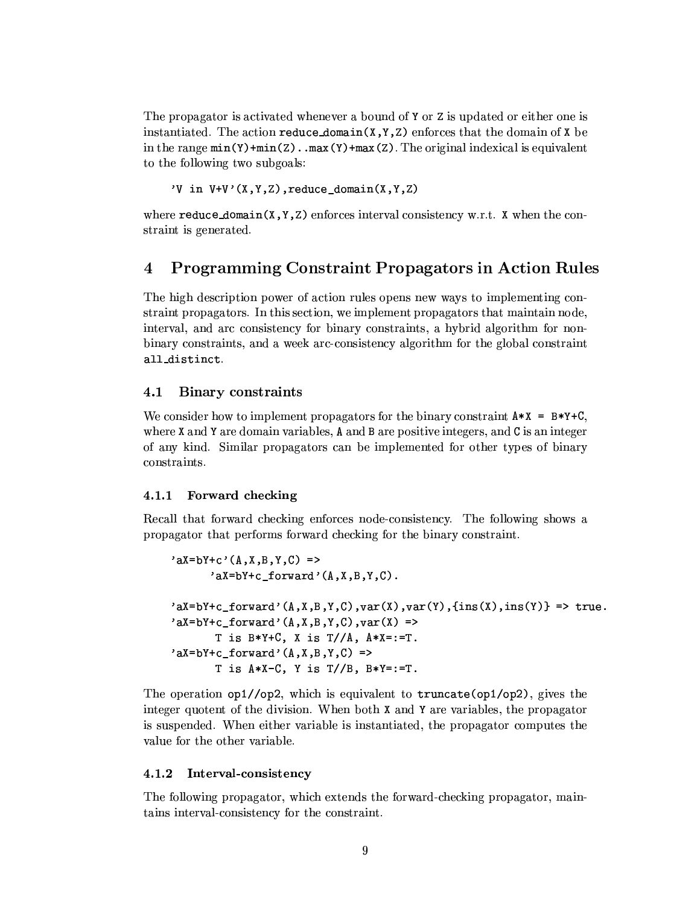The propagator is activated whenever a bound of `Y` or `Z` is updated or either one is instantiated. The action `reduce_domain(X,Y,Z)` enforces that the domain of `X` be in the range `min(Y)+min(Z)..max(Y)+max(Z)`. The original indexical is equivalent to the following two subgoals:

```
'V in V+V'(X,Y,Z),reduce_domain(X,Y,Z)
```

where `reduce_domain(X,Y,Z)` enforces interval consistency w.r.t. `X` when the constraint is generated.

## 4 Programming Constraint Propagators in Action Rules

The high description power of action rules opens new ways to implementing constraint propagators. In this section, we implement propagators that maintain node, interval, and arc consistency for binary constraints, a hybrid algorithm for non-binary constraints, and a week arc-consistency algorithm for the global constraint `all_distinct`.

### 4.1 Binary constraints

We consider how to implement propagators for the binary constraint `A*X = B*Y+C`, where `X` and `Y` are domain variables, `A` and `B` are positive integers, and `C` is an integer of any kind. Similar propagators can be implemented for other types of binary constraints.

#### 4.1.1 Forward checking

Recall that forward checking enforces node-consistency. The following shows a propagator that performs forward checking for the binary constraint.

```
'aX=bY+c'(A,X,B,Y,C) =>
      'aX=bY+c_forward'(A,X,B,Y,C).

'aX=bY+c_forward'(A,X,B,Y,C),var(X),var(Y),{ins(X),ins(Y)} => true.
'aX=bY+c_forward'(A,X,B,Y,C),var(X) =>
       T is B*Y+C, X is T//A, A*X=:=T.
'aX=bY+c_forward'(A,X,B,Y,C) =>
       T is A*X-C, Y is T//B, B*Y=:=T.
```

The operation `op1//op2`, which is equivalent to `truncate(op1/op2)`, gives the integer quotent of the division. When both `X` and `Y` are variables, the propagator is suspended. When either variable is instantiated, the propagator computes the value for the other variable.

#### 4.1.2 Interval-consistency

The following propagator, which extends the forward-checking propagator, maintains interval-consistency for the constraint.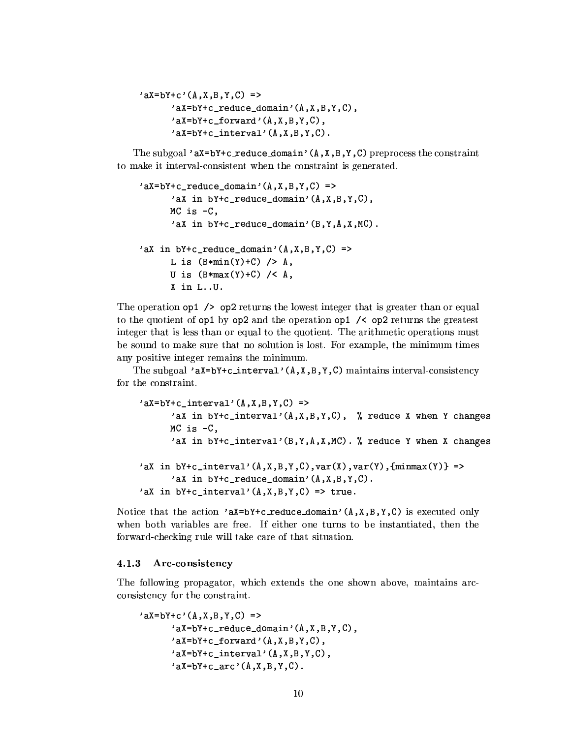```
'aX=bY+c'(A,X,B,Y,C) =>
      'aX=bY+c_reduce_domain'(A,X,B,Y,C),
      'aX=bY+c_forward'(A,X,B,Y,C),
      'aX=bY+c_interval'(A,X,B,Y,C).
```

The subgoal `'aX=bY+c_reduce_domain'(A,X,B,Y,C)` preprocess the constraint to make it interval-consistent when the constraint is generated.

```
'aX=bY+c_reduce_domain'(A,X,B,Y,C) =>
      'aX in bY+c_reduce_domain'(A,X,B,Y,C),
      MC is -C,
      'aX in bY+c_reduce_domain'(B,Y,A,X,MC).

'aX in bY+c_reduce_domain'(A,X,B,Y,C) =>
      L is (B*min(Y)+C) /> A,
      U is (B*max(Y)+C) /< A,
      X in L..U.
```

The operation `op1 /> op2` returns the lowest integer that is greater than or equal to the quotient of `op1` by `op2` and the operation `op1 /< op2` returns the greatest integer that is less than or equal to the quotient. The arithmetic operations must be sound to make sure that no solution is lost. For example, the minimum times any positive integer remains the minimum.

The subgoal `'aX=bY+c_interval'(A,X,B,Y,C)` maintains interval-consistency for the constraint.

```
'aX=bY+c_interval'(A,X,B,Y,C) =>
      'aX in bY+c_interval'(A,X,B,Y,C),  % reduce X when Y changes
      MC is -C,
      'aX in bY+c_interval'(B,Y,A,X,MC). % reduce Y when X changes

'aX in bY+c_interval'(A,X,B,Y,C),var(X),var(Y),{minmax(Y)} =>
      'aX in bY+c_reduce_domain'(A,X,B,Y,C).
'aX in bY+c_interval'(A,X,B,Y,C) => true.
```

Notice that the action `'aX=bY+c_reduce_domain'(A,X,B,Y,C)` is executed only when both variables are free. If either one turns to be instantiated, then the forward-checking rule will take care of that situation.

### 4.1.3 Arc-consistency

The following propagator, which extends the one shown above, maintains arc-consistency for the constraint.

```
'aX=bY+c'(A,X,B,Y,C) =>
      'aX=bY+c_reduce_domain'(A,X,B,Y,C),
      'aX=bY+c_forward'(A,X,B,Y,C),
      'aX=bY+c_interval'(A,X,B,Y,C),
      'aX=bY+c_arc'(A,X,B,Y,C).
```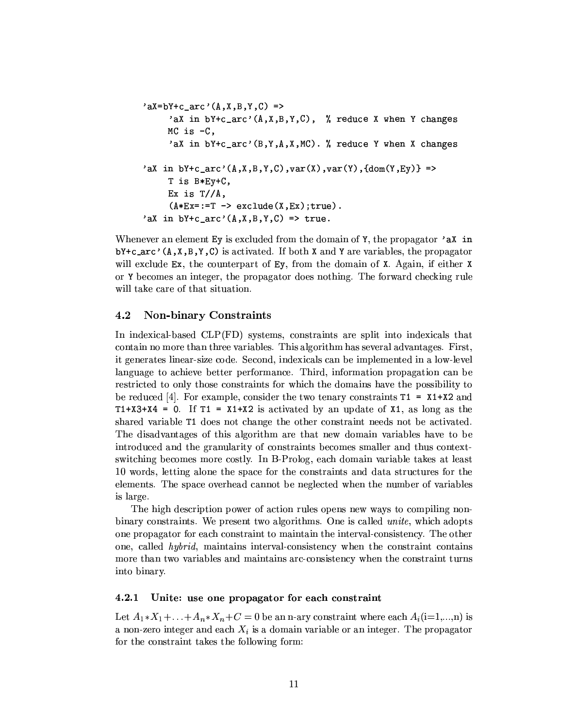```
'aX=bY+c_arc'(A,X,B,Y,C) =>
     'aX in bY+c_arc'(A,X,B,Y,C),  % reduce X when Y changes
     MC is -C,
     'aX in bY+c_arc'(B,Y,A,X,MC). % reduce Y when X changes

'aX in bY+c_arc'(A,X,B,Y,C),var(X),var(Y),{dom(Y,Ey)} =>
     T is B*Ey+C,
     Ex is T//A,
     (A*Ex=:=T -> exclude(X,Ex);true).
'aX in bY+c_arc'(A,X,B,Y,C) => true.
```

Whenever an element `Ey` is excluded from the domain of `Y`, the propagator `'aX in bY+c_arc'(A,X,B,Y,C)` is activated. If both `X` and `Y` are variables, the propagator will exclude `Ex`, the counterpart of `Ey`, from the domain of `X`. Again, if either `X` or `Y` becomes an integer, the propagator does nothing. The forward checking rule will take care of that situation.

### 4.2 Non-binary Constraints

In indexical-based CLP(FD) systems, constraints are split into indexicals that contain no more than three variables. This algorithm has several advantages. First, it generates linear-size code. Second, indexicals can be implemented in a low-level language to achieve better performance. Third, information propagation can be restricted to only those constraints for which the domains have the possibility to be reduced [4]. For example, consider the two tenary constraints `T1 = X1+X2` and `T1+X3+X4 = 0`. If `T1 = X1+X2` is activated by an update of `X1`, as long as the shared variable `T1` does not change the other constraint needs not be activated. The disadvantages of this algorithm are that new domain variables have to be introduced and the granularity of constraints becomes smaller and thus context-switching becomes more costly. In B-Prolog, each domain variable takes at least 10 words, letting alone the space for the constraints and data structures for the elements. The space overhead cannot be neglected when the number of variables is large.

The high description power of action rules opens new ways to compiling non-binary constraints. We present two algorithms. One is called *unite*, which adopts one propagator for each constraint to maintain the interval-consistency. The other one, called *hybrid*, maintains interval-consistency when the constraint contains more than two variables and maintains arc-consistency when the constraint turns into binary.

#### 4.2.1 Unite: use one propagator for each constraint

Let $A_1 * X_1 + \ldots + A_n * X_n + C = 0$ be an n-ary constraint where each $A_i$(i=1,...,n) is a non-zero integer and each $X_i$ is a domain variable or an integer. The propagator for the constraint takes the following form: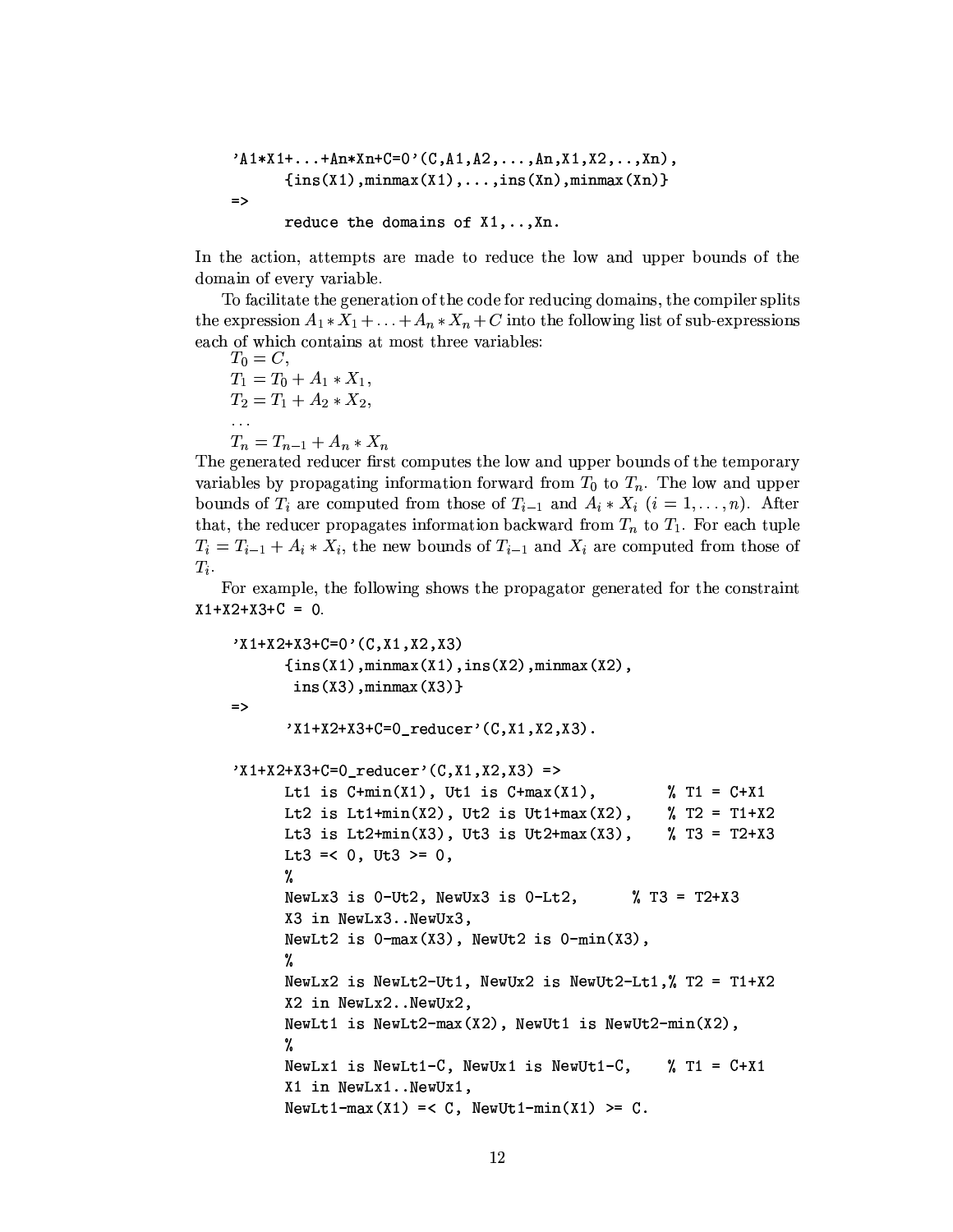```
'A1*X1+...+An*Xn+C=0'(C,A1,A2,...,An,X1,X2,..,Xn),
      {ins(X1),minmax(X1),...,ins(Xn),minmax(Xn)}
=>
      reduce the domains of X1,..,Xn.
```

In the action, attempts are made to reduce the low and upper bounds of the domain of every variable.

To facilitate the generation of the code for reducing domains, the compiler splits the expression $A_1 * X_1 + \ldots + A_n * X_n + C$ into the following list of sub-expressions each of which contains at most three variables:

$T_0 = C$,
$T_1 = T_0 + A_1 * X_1$,
$T_2 = T_1 + A_2 * X_2$,
$\ldots$
$T_n = T_{n-1} + A_n * X_n$

The generated reducer first computes the low and upper bounds of the temporary variables by propagating information forward from $T_0$ to $T_n$. The low and upper bounds of $T_i$ are computed from those of $T_{i-1}$ and $A_i * X_i$ $(i = 1, \ldots, n)$. After that, the reducer propagates information backward from $T_n$ to $T_1$. For each tuple $T_i = T_{i-1} + A_i * X_i$, the new bounds of $T_{i-1}$ and $X_i$ are computed from those of $T_i$.

For example, the following shows the propagator generated for the constraint `X1+X2+X3+C = 0`.

```
'X1+X2+X3+C=0'(C,X1,X2,X3)
      {ins(X1),minmax(X1),ins(X2),minmax(X2),
       ins(X3),minmax(X3)}
=>
      'X1+X2+X3+C=0_reducer'(C,X1,X2,X3).

'X1+X2+X3+C=0_reducer'(C,X1,X2,X3) =>
      Lt1 is C+min(X1), Ut1 is C+max(X1),        % T1 = C+X1
      Lt2 is Lt1+min(X2), Ut2 is Ut1+max(X2),    % T2 = T1+X2
      Lt3 is Lt2+min(X3), Ut3 is Ut2+max(X3),    % T3 = T2+X3
      Lt3 =< 0, Ut3 >= 0,
      %
      NewLx3 is 0-Ut2, NewUx3 is 0-Lt2,      % T3 = T2+X3
      X3 in NewLx3..NewUx3,
      NewLt2 is 0-max(X3), NewUt2 is 0-min(X3),
      %
      NewLx2 is NewLt2-Ut1, NewUx2 is NewUt2-Lt1,% T2 = T1+X2
      X2 in NewLx2..NewUx2,
      NewLt1 is NewLt2-max(X2), NewUt1 is NewUt2-min(X2),
      %
      NewLx1 is NewLt1-C, NewUx1 is NewUt1-C,    % T1 = C+X1
      X1 in NewLx1..NewUx1,
      NewLt1-max(X1) =< C, NewUt1-min(X1) >= C.
```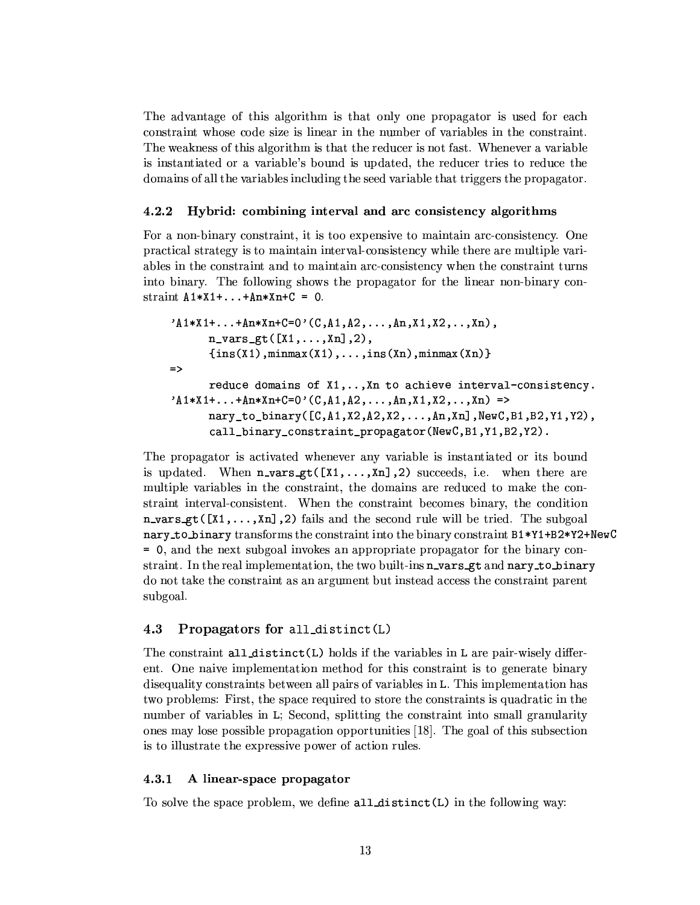The advantage of this algorithm is that only one propagator is used for each constraint whose code size is linear in the number of variables in the constraint. The weakness of this algorithm is that the reducer is not fast. Whenever a variable is instantiated or a variable's bound is updated, the reducer tries to reduce the domains of all the variables including the seed variable that triggers the propagator.

### 4.2.2 Hybrid: combining interval and arc consistency algorithms

For a non-binary constraint, it is too expensive to maintain arc-consistency. One practical strategy is to maintain interval-consistency while there are multiple variables in the constraint and to maintain arc-consistency when the constraint turns into binary. The following shows the propagator for the linear non-binary constraint `A1*X1+...+An*Xn+C = 0`.

```
'A1*X1+...+An*Xn+C=0'(C,A1,A2,...,An,X1,X2,..,Xn),
      n_vars_gt([X1,...,Xn],2),
      {ins(X1),minmax(X1),...,ins(Xn),minmax(Xn)}
=>
      reduce domains of X1,..,Xn to achieve interval-consistency.
'A1*X1+...+An*Xn+C=0'(C,A1,A2,...,An,X1,X2,..,Xn) =>
      nary_to_binary([C,A1,X2,A2,X2,...,An,Xn],NewC,B1,B2,Y1,Y2),
      call_binary_constraint_propagator(NewC,B1,Y1,B2,Y2).
```

The propagator is activated whenever any variable is instantiated or its bound is updated. When **n_vars_gt([X1,...,Xn],2)** succeeds, i.e. when there are multiple variables in the constraint, the domains are reduced to make the constraint interval-consistent. When the constraint becomes binary, the condition **n_vars_gt([X1,...,Xn],2)** fails and the second rule will be tried. The subgoal **nary_to_binary** transforms the constraint into the binary constraint `B1*Y1+B2*Y2+NewC = 0`, and the next subgoal invokes an appropriate propagator for the binary constraint. In the real implementation, the two built-ins **n_vars_gt** and **nary_to_binary** do not take the constraint as an argument but instead access the constraint parent subgoal.

## 4.3 Propagators for `all_distinct(L)`

The constraint **all_distinct(L)** holds if the variables in `L` are pair-wisely different. One naive implementation method for this constraint is to generate binary disequality constraints between all pairs of variables in `L`. This implementation has two problems: First, the space required to store the constraints is quadratic in the number of variables in `L`; Second, splitting the constraint into small granularity ones may lose possible propagation opportunities [18]. The goal of this subsection is to illustrate the expressive power of action rules.

### 4.3.1 A linear-space propagator

To solve the space problem, we define **all_distinct(L)** in the following way: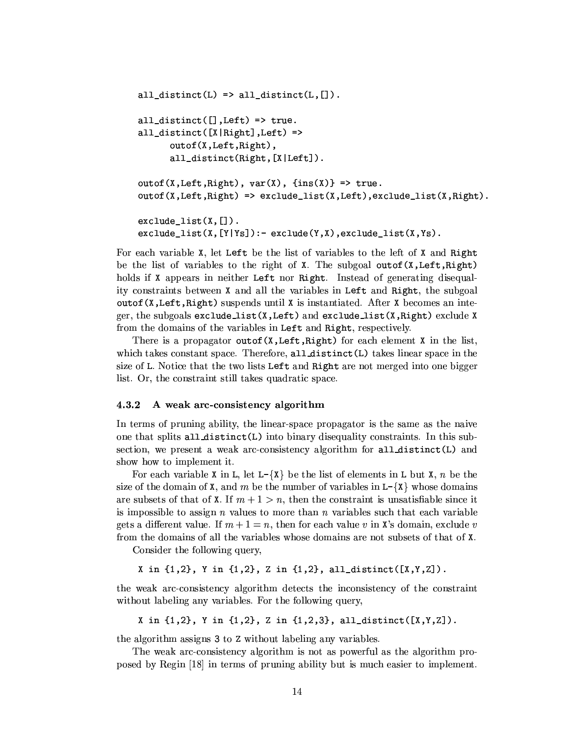```
all_distinct(L) => all_distinct(L,[]).

all_distinct([],Left) => true.
all_distinct([X|Right],Left) =>
      outof(X,Left,Right),
      all_distinct(Right,[X|Left]).

outof(X,Left,Right), var(X), {ins(X)} => true.
outof(X,Left,Right) => exclude_list(X,Left),exclude_list(X,Right).

exclude_list(X,[]).
exclude_list(X,[Y|Ys]):- exclude(Y,X),exclude_list(X,Ys).
```

For each variable `X`, let `Left` be the list of variables to the left of `X` and `Right` be the list of variables to the right of `X`. The subgoal `outof(X,Left,Right)` holds if `X` appears in neither `Left` nor `Right`. Instead of generating disequality constraints between `X` and all the variables in `Left` and `Right`, the subgoal `outof(X,Left,Right)` suspends until `X` is instantiated. After `X` becomes an integer, the subgoals `exclude_list(X,Left)` and `exclude_list(X,Right)` exclude `X` from the domains of the variables in `Left` and `Right`, respectively.

There is a propagator `outof(X,Left,Right)` for each element `X` in the list, which takes constant space. Therefore, `all_distinct(L)` takes linear space in the size of `L`. Notice that the two lists `Left` and `Right` are not merged into one bigger list. Or, the constraint still takes quadratic space.

### 4.3.2 A weak arc-consistency algorithm

In terms of pruning ability, the linear-space propagator is the same as the naive one that splits `all_distinct(L)` into binary disequality constraints. In this subsection, we present a weak arc-consistency algorithm for `all_distinct(L)` and show how to implement it.

For each variable `X` in `L`, let `L-{X}` be the list of elements in `L` but `X`, $n$ be the size of the domain of `X`, and $m$ be the number of variables in `L-{X}` whose domains are subsets of that of `X`. If $m+1 > n$, then the constraint is unsatisfiable since it is impossible to assign $n$ values to more than $n$ variables such that each variable gets a different value. If $m+1 = n$, then for each value $v$ in `X`'s domain, exclude $v$ from the domains of all the variables whose domains are not subsets of that of `X`.

Consider the following query,

```
X in {1,2}, Y in {1,2}, Z in {1,2}, all_distinct([X,Y,Z]).
```

the weak arc-consistency algorithm detects the inconsistency of the constraint without labeling any variables. For the following query,

```
X in {1,2}, Y in {1,2}, Z in {1,2,3}, all_distinct([X,Y,Z]).
```

the algorithm assigns `3` to `Z` without labeling any variables.

The weak arc-consistency algorithm is not as powerful as the algorithm proposed by Regin [18] in terms of pruning ability but is much easier to implement.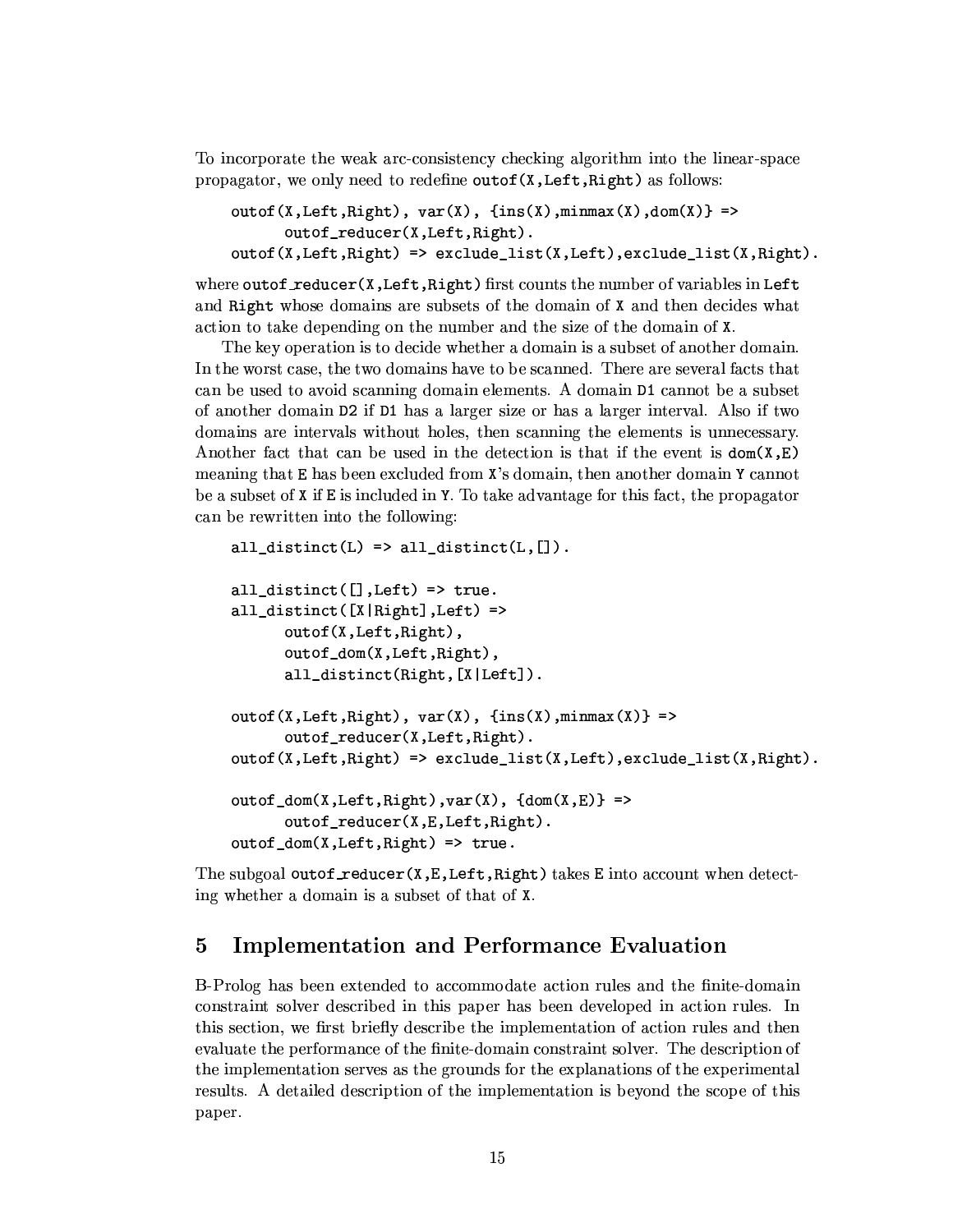To incorporate the weak arc-consistency checking algorithm into the linear-space propagator, we only need to redefine `outof(X,Left,Right)` as follows:

```
outof(X,Left,Right), var(X), {ins(X),minmax(X),dom(X)} =>
      outof_reducer(X,Left,Right).
outof(X,Left,Right) => exclude_list(X,Left),exclude_list(X,Right).
```

where `outof_reducer(X,Left,Right)` first counts the number of variables in `Left` and `Right` whose domains are subsets of the domain of `X` and then decides what action to take depending on the number and the size of the domain of `X`.

The key operation is to decide whether a domain is a subset of another domain. In the worst case, the two domains have to be scanned. There are several facts that can be used to avoid scanning domain elements. A domain `D1` cannot be a subset of another domain `D2` if `D1` has a larger size or has a larger interval. Also if two domains are intervals without holes, then scanning the elements is unnecessary. Another fact that can be used in the detection is that if the event is `dom(X,E)` meaning that `E` has been excluded from `X`'s domain, then another domain `Y` cannot be a subset of `X` if `E` is included in `Y`. To take advantage for this fact, the propagator can be rewritten into the following:

```
all_distinct(L) => all_distinct(L,[]).

all_distinct([],Left) => true.
all_distinct([X|Right],Left) =>
      outof(X,Left,Right),
      outof_dom(X,Left,Right),
      all_distinct(Right,[X|Left]).

outof(X,Left,Right), var(X), {ins(X),minmax(X)} =>
      outof_reducer(X,Left,Right).
outof(X,Left,Right) => exclude_list(X,Left),exclude_list(X,Right).

outof_dom(X,Left,Right),var(X), {dom(X,E)} =>
      outof_reducer(X,E,Left,Right).
outof_dom(X,Left,Right) => true.
```

The subgoal `outof_reducer(X,E,Left,Right)` takes `E` into account when detecting whether a domain is a subset of that of `X`.

## 5 Implementation and Performance Evaluation

B-Prolog has been extended to accommodate action rules and the finite-domain constraint solver described in this paper has been developed in action rules. In this section, we first briefly describe the implementation of action rules and then evaluate the performance of the finite-domain constraint solver. The description of the implementation serves as the grounds for the explanations of the experimental results. A detailed description of the implementation is beyond the scope of this paper.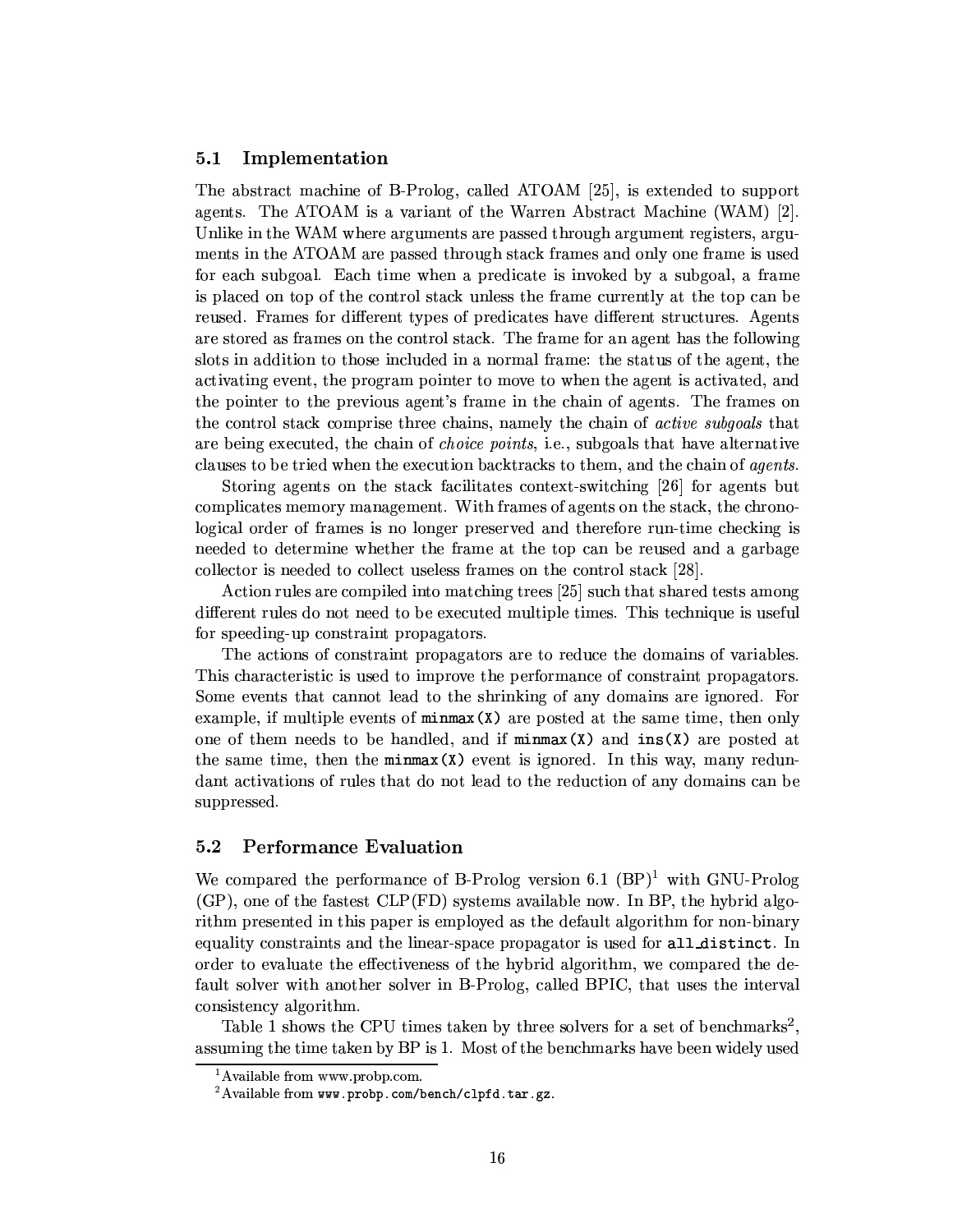### 5.1 Implementation

The abstract machine of B-Prolog, called ATOAM [25], is extended to support agents. The ATOAM is a variant of the Warren Abstract Machine (WAM) [2]. Unlike in the WAM where arguments are passed through argument registers, arguments in the ATOAM are passed through stack frames and only one frame is used for each subgoal. Each time when a predicate is invoked by a subgoal, a frame is placed on top of the control stack unless the frame currently at the top can be reused. Frames for different types of predicates have different structures. Agents are stored as frames on the control stack. The frame for an agent has the following slots in addition to those included in a normal frame: the status of the agent, the activating event, the program pointer to move to when the agent is activated, and the pointer to the previous agent's frame in the chain of agents. The frames on the control stack comprise three chains, namely the chain of *active subgoals* that are being executed, the chain of *choice points*, i.e., subgoals that have alternative clauses to be tried when the execution backtracks to them, and the chain of *agents*.

Storing agents on the stack facilitates context-switching [26] for agents but complicates memory management. With frames of agents on the stack, the chronological order of frames is no longer preserved and therefore run-time checking is needed to determine whether the frame at the top can be reused and a garbage collector is needed to collect useless frames on the control stack [28].

Action rules are compiled into matching trees [25] such that shared tests among different rules do not need to be executed multiple times. This technique is useful for speeding-up constraint propagators.

The actions of constraint propagators are to reduce the domains of variables. This characteristic is used to improve the performance of constraint propagators. Some events that cannot lead to the shrinking of any domains are ignored. For example, if multiple events of `minmax(X)` are posted at the same time, then only one of them needs to be handled, and if `minmax(X)` and `ins(X)` are posted at the same time, then the `minmax(X)` event is ignored. In this way, many redundant activations of rules that do not lead to the reduction of any domains can be suppressed.

### 5.2 Performance Evaluation

We compared the performance of B-Prolog version 6.1 (BP)[1] with GNU-Prolog (GP), one of the fastest CLP(FD) systems available now. In BP, the hybrid algorithm presented in this paper is employed as the default algorithm for non-binary equality constraints and the linear-space propagator is used for **all_distinct**. In order to evaluate the effectiveness of the hybrid algorithm, we compared the default solver with another solver in B-Prolog, called BPIC, that uses the interval consistency algorithm.

Table 1 shows the CPU times taken by three solvers for a set of benchmarks[2], assuming the time taken by BP is 1. Most of the benchmarks have been widely used

[1] Available from www.probp.com.

[2] Available from `www.probp.com/bench/clpfd.tar.gz`.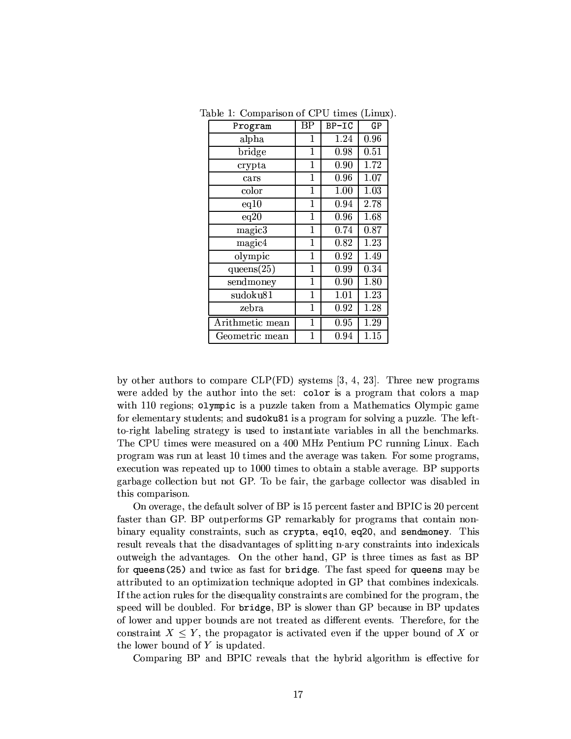Table 1: Comparison of CPU times (Linux).

| Program | BP | BP-IC | GP |
|---|---|---|---|
| alpha | 1 | 1.24 | 0.96 |
| bridge | 1 | 0.98 | 0.51 |
| crypta | 1 | 0.90 | 1.72 |
| cars | 1 | 0.96 | 1.07 |
| color | 1 | 1.00 | 1.03 |
| eq10 | 1 | 0.94 | 2.78 |
| eq20 | 1 | 0.96 | 1.68 |
| magic3 | 1 | 0.74 | 0.87 |
| magic4 | 1 | 0.82 | 1.23 |
| olympic | 1 | 0.92 | 1.49 |
| queens(25) | 1 | 0.99 | 0.34 |
| sendmoney | 1 | 0.90 | 1.80 |
| sudoku81 | 1 | 1.01 | 1.23 |
| zebra | 1 | 0.92 | 1.28 |
| Arithmetic mean | 1 | 0.95 | 1.29 |
| Geometric mean | 1 | 0.94 | 1.15 |

by other authors to compare CLP(FD) systems [3, 4, 23]. Three new programs were added by the author into the set: `color` is a program that colors a map with 110 regions; `olympic` is a puzzle taken from a Mathematics Olympic game for elementary students; and `sudoku81` is a program for solving a puzzle. The left-to-right labeling strategy is used to instantiate variables in all the benchmarks. The CPU times were measured on a 400 MHz Pentium PC running Linux. Each program was run at least 10 times and the average was taken. For some programs, execution was repeated up to 1000 times to obtain a stable average. BP supports garbage collection but not GP. To be fair, the garbage collector was disabled in this comparison.

On overage, the default solver of BP is 15 percent faster and BPIC is 20 percent faster than GP. BP outperforms GP remarkably for programs that contain non-binary equality constraints, such as `crypta`, `eq10`, `eq20`, and `sendmoney`. This result reveals that the disadvantages of splitting n-ary constraints into indexicals outweigh the advantages. On the other hand, GP is three times as fast as BP for `queens(25)` and twice as fast for `bridge`. The fast speed for `queens` may be attributed to an optimization technique adopted in GP that combines indexicals. If the action rules for the disequality constraints are combined for the program, the speed will be doubled. For `bridge`, BP is slower than GP because in BP updates of lower and upper bounds are not treated as different events. Therefore, for the constraint $X \leq Y$, the propagator is activated even if the upper bound of $X$ or the lower bound of $Y$ is updated.

Comparing BP and BPIC reveals that the hybrid algorithm is effective for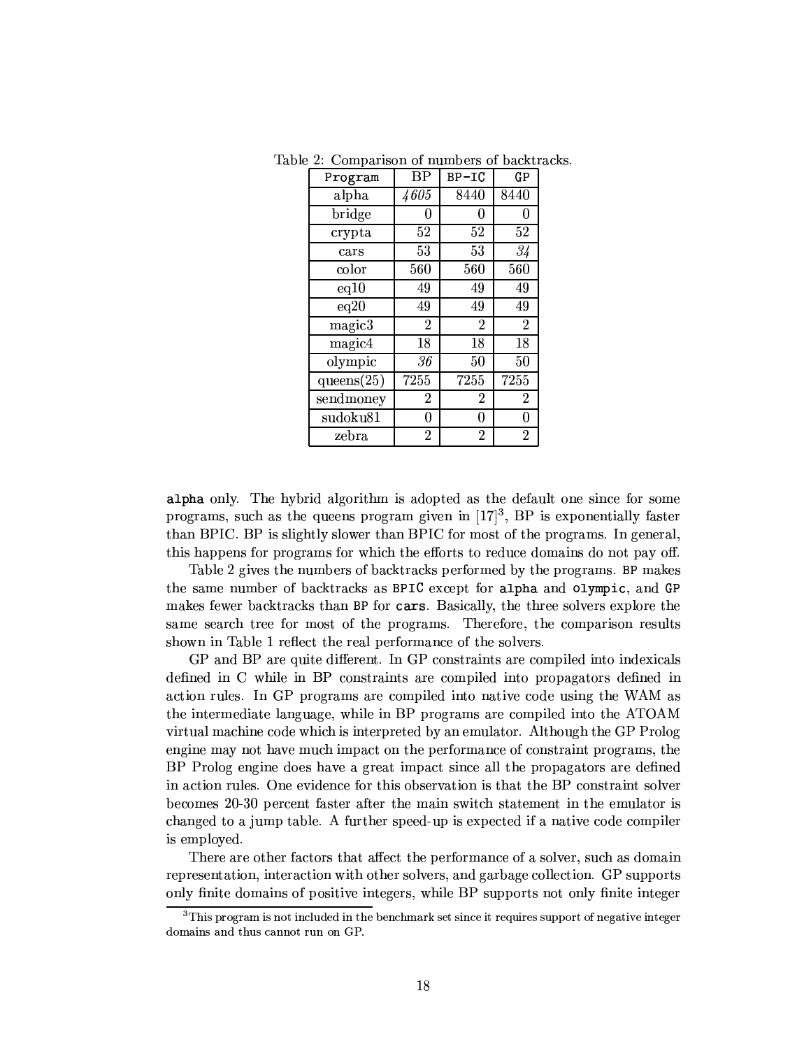Table 2: Comparison of numbers of backtracks.

| `Program` | BP | `BP-IC` | `GP` |
|---|---|---|---|
| alpha | *4605* | 8440 | 8440 |
| bridge | 0 | 0 | 0 |
| crypta | 52 | 52 | 52 |
| cars | 53 | 53 | *34* |
| color | 560 | 560 | 560 |
| eq10 | 49 | 49 | 49 |
| eq20 | 49 | 49 | 49 |
| magic3 | 2 | 2 | 2 |
| magic4 | 18 | 18 | 18 |
| olympic | *36* | 50 | 50 |
| queens(25) | 7255 | 7255 | 7255 |
| sendmoney | 2 | 2 | 2 |
| sudoku81 | 0 | 0 | 0 |
| zebra | 2 | 2 | 2 |

**alpha** only. The hybrid algorithm is adopted as the default one since for some programs, such as the queens program given in [17][3], BP is exponentially faster than BPIC. BP is slightly slower than BPIC for most of the programs. In general, this happens for programs for which the efforts to reduce domains do not pay off.

Table 2 gives the numbers of backtracks performed by the programs. `BP` makes the same number of backtracks as `BPIC` except for **alpha** and **olympic**, and `GP` makes fewer backtracks than `BP` for **cars**. Basically, the three solvers explore the same search tree for most of the programs. Therefore, the comparison results shown in Table 1 reflect the real performance of the solvers.

GP and BP are quite different. In GP constraints are compiled into indexicals defined in C while in BP constraints are compiled into propagators defined in action rules. In GP programs are compiled into native code using the WAM as the intermediate language, while in BP programs are compiled into the ATOAM virtual machine code which is interpreted by an emulator. Although the GP Prolog engine may not have much impact on the performance of constraint programs, the BP Prolog engine does have a great impact since all the propagators are defined in action rules. One evidence for this observation is that the BP constraint solver becomes 20-30 percent faster after the main switch statement in the emulator is changed to a jump table. A further speed-up is expected if a native code compiler is employed.

There are other factors that affect the performance of a solver, such as domain representation, interaction with other solvers, and garbage collection. GP supports only finite domains of positive integers, while BP supports not only finite integer

[3] This program is not included in the benchmark set since it requires support of negative integer domains and thus cannot run on GP.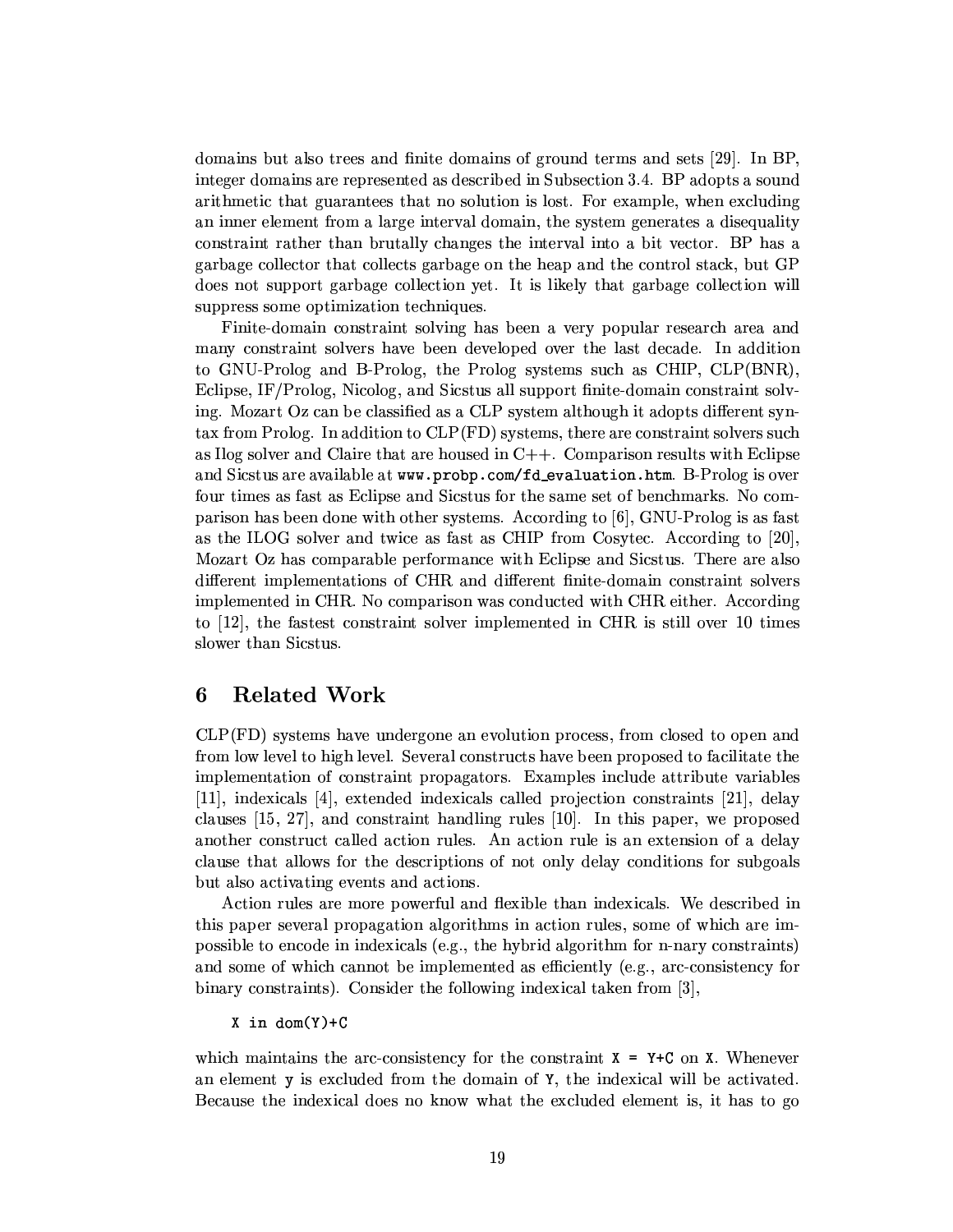domains but also trees and finite domains of ground terms and sets [29]. In BP, integer domains are represented as described in Subsection 3.4. BP adopts a sound arithmetic that guarantees that no solution is lost. For example, when excluding an inner element from a large interval domain, the system generates a disequality constraint rather than brutally changes the interval into a bit vector. BP has a garbage collector that collects garbage on the heap and the control stack, but GP does not support garbage collection yet. It is likely that garbage collection will suppress some optimization techniques.

Finite-domain constraint solving has been a very popular research area and many constraint solvers have been developed over the last decade. In addition to GNU-Prolog and B-Prolog, the Prolog systems such as CHIP, CLP(BNR), Eclipse, IF/Prolog, Nicolog, and Sicstus all support finite-domain constraint solving. Mozart Oz can be classified as a CLP system although it adopts different syntax from Prolog. In addition to CLP(FD) systems, there are constraint solvers such as Ilog solver and Claire that are housed in C++. Comparison results with Eclipse and Sicstus are available at `www.probp.com/fd_evaluation.htm`. B-Prolog is over four times as fast as Eclipse and Sicstus for the same set of benchmarks. No comparison has been done with other systems. According to [6], GNU-Prolog is as fast as the ILOG solver and twice as fast as CHIP from Cosytec. According to [20], Mozart Oz has comparable performance with Eclipse and Sicstus. There are also different implementations of CHR and different finite-domain constraint solvers implemented in CHR. No comparison was conducted with CHR either. According to [12], the fastest constraint solver implemented in CHR is still over 10 times slower than Sicstus.

## 6 Related Work

CLP(FD) systems have undergone an evolution process, from closed to open and from low level to high level. Several constructs have been proposed to facilitate the implementation of constraint propagators. Examples include attribute variables [11], indexicals [4], extended indexicals called projection constraints [21], delay clauses [15, 27], and constraint handling rules [10]. In this paper, we proposed another construct called action rules. An action rule is an extension of a delay clause that allows for the descriptions of not only delay conditions for subgoals but also activating events and actions.

Action rules are more powerful and flexible than indexicals. We described in this paper several propagation algorithms in action rules, some of which are impossible to encode in indexicals (e.g., the hybrid algorithm for n-nary constraints) and some of which cannot be implemented as efficiently (e.g., arc-consistency for binary constraints). Consider the following indexical taken from [3],

```
X in dom(Y)+C
```

which maintains the arc-consistency for the constraint `X = Y+C` on `X`. Whenever an element `y` is excluded from the domain of `Y`, the indexical will be activated. Because the indexical does no know what the excluded element is, it has to go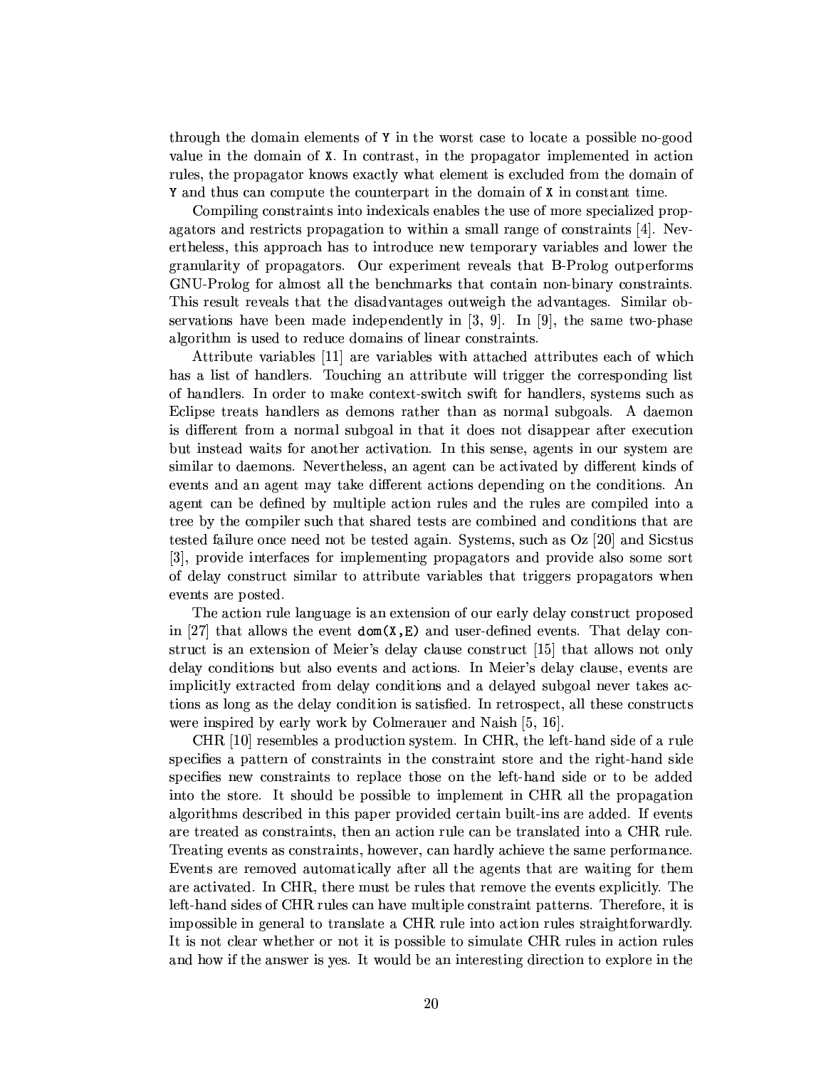through the domain elements of `Y` in the worst case to locate a possible no-good value in the domain of `X`. In contrast, in the propagator implemented in action rules, the propagator knows exactly what element is excluded from the domain of `Y` and thus can compute the counterpart in the domain of `X` in constant time.

Compiling constraints into indexicals enables the use of more specialized propagators and restricts propagation to within a small range of constraints [4]. Nevertheless, this approach has to introduce new temporary variables and lower the granularity of propagators. Our experiment reveals that B-Prolog outperforms GNU-Prolog for almost all the benchmarks that contain non-binary constraints. This result reveals that the disadvantages outweigh the advantages. Similar observations have been made independently in [3, 9]. In [9], the same two-phase algorithm is used to reduce domains of linear constraints.

Attribute variables [11] are variables with attached attributes each of which has a list of handlers. Touching an attribute will trigger the corresponding list of handlers. In order to make context-switch swift for handlers, systems such as Eclipse treats handlers as demons rather than as normal subgoals. A daemon is different from a normal subgoal in that it does not disappear after execution but instead waits for another activation. In this sense, agents in our system are similar to daemons. Nevertheless, an agent can be activated by different kinds of events and an agent may take different actions depending on the conditions. An agent can be defined by multiple action rules and the rules are compiled into a tree by the compiler such that shared tests are combined and conditions that are tested failure once need not be tested again. Systems, such as Oz [20] and Sicstus [3], provide interfaces for implementing propagators and provide also some sort of delay construct similar to attribute variables that triggers propagators when events are posted.

The action rule language is an extension of our early delay construct proposed in [27] that allows the event `dom(X,E)` and user-defined events. That delay construct is an extension of Meier's delay clause construct [15] that allows not only delay conditions but also events and actions. In Meier's delay clause, events are implicitly extracted from delay conditions and a delayed subgoal never takes actions as long as the delay condition is satisfied. In retrospect, all these constructs were inspired by early work by Colmerauer and Naish [5, 16].

CHR [10] resembles a production system. In CHR, the left-hand side of a rule specifies a pattern of constraints in the constraint store and the right-hand side specifies new constraints to replace those on the left-hand side or to be added into the store. It should be possible to implement in CHR all the propagation algorithms described in this paper provided certain built-ins are added. If events are treated as constraints, then an action rule can be translated into a CHR rule. Treating events as constraints, however, can hardly achieve the same performance. Events are removed automatically after all the agents that are waiting for them are activated. In CHR, there must be rules that remove the events explicitly. The left-hand sides of CHR rules can have multiple constraint patterns. Therefore, it is impossible in general to translate a CHR rule into action rules straightforwardly. It is not clear whether or not it is possible to simulate CHR rules in action rules and how if the answer is yes. It would be an interesting direction to explore in the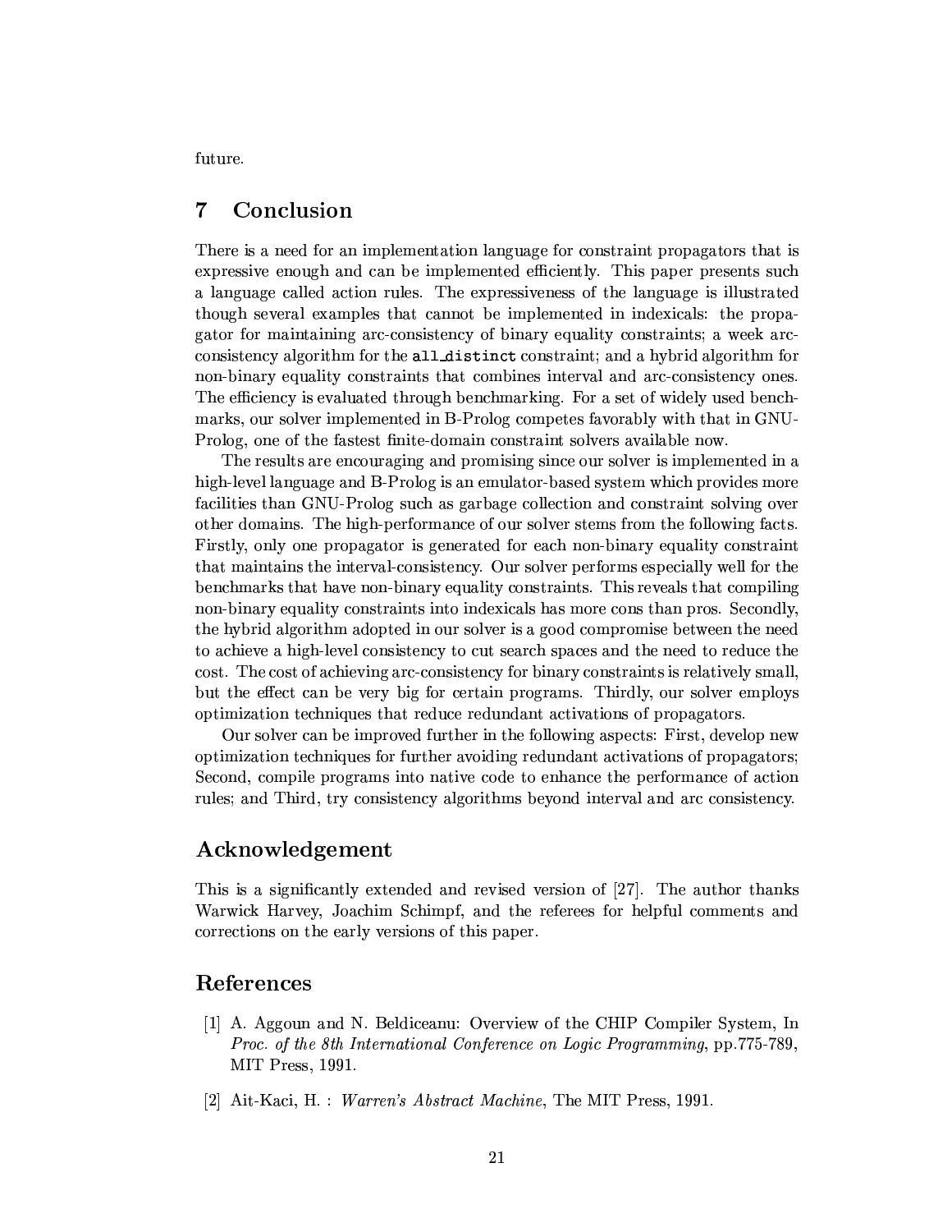future.

## 7 Conclusion

There is a need for an implementation language for constraint propagators that is expressive enough and can be implemented efficiently. This paper presents such a language called action rules. The expressiveness of the language is illustrated though several examples that cannot be implemented in indexicals: the propagator for maintaining arc-consistency of binary equality constraints; a week arc-consistency algorithm for the `all_distinct` constraint; and a hybrid algorithm for non-binary equality constraints that combines interval and arc-consistency ones. The efficiency is evaluated through benchmarking. For a set of widely used benchmarks, our solver implemented in B-Prolog competes favorably with that in GNU-Prolog, one of the fastest finite-domain constraint solvers available now.

The results are encouraging and promising since our solver is implemented in a high-level language and B-Prolog is an emulator-based system which provides more facilities than GNU-Prolog such as garbage collection and constraint solving over other domains. The high-performance of our solver stems from the following facts. Firstly, only one propagator is generated for each non-binary equality constraint that maintains the interval-consistency. Our solver performs especially well for the benchmarks that have non-binary equality constraints. This reveals that compiling non-binary equality constraints into indexicals has more cons than pros. Secondly, the hybrid algorithm adopted in our solver is a good compromise between the need to achieve a high-level consistency to cut search spaces and the need to reduce the cost. The cost of achieving arc-consistency for binary constraints is relatively small, but the effect can be very big for certain programs. Thirdly, our solver employs optimization techniques that reduce redundant activations of propagators.

Our solver can be improved further in the following aspects: First, develop new optimization techniques for further avoiding redundant activations of propagators; Second, compile programs into native code to enhance the performance of action rules; and Third, try consistency algorithms beyond interval and arc consistency.

## Acknowledgement

This is a significantly extended and revised version of [27]. The author thanks Warwick Harvey, Joachim Schimpf, and the referees for helpful comments and corrections on the early versions of this paper.

## References

[1] A. Aggoun and N. Beldiceanu: Overview of the CHIP Compiler System, In *Proc. of the 8th International Conference on Logic Programming*, pp.775-789, MIT Press, 1991.

[2] Ait-Kaci, H. : *Warren's Abstract Machine*, The MIT Press, 1991.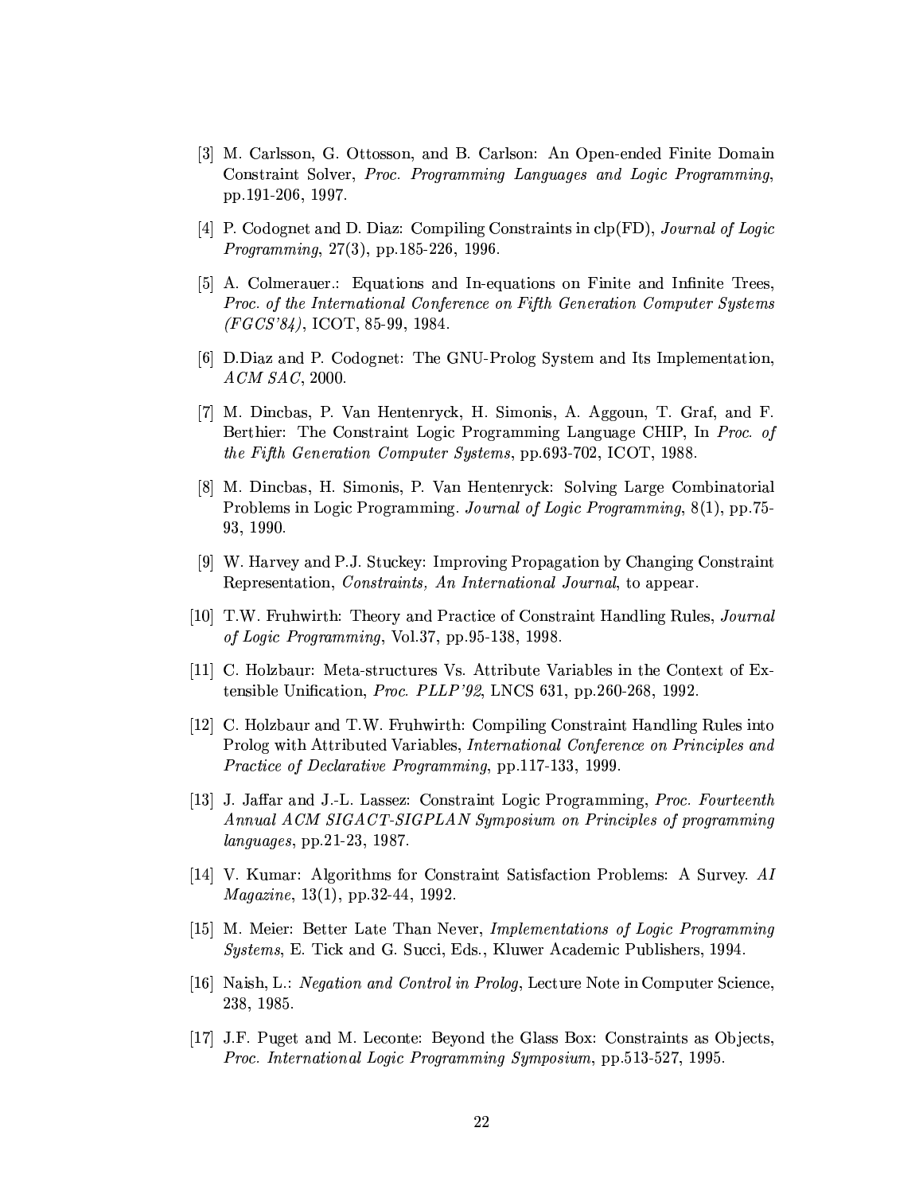[3] M. Carlsson, G. Ottosson, and B. Carlson: An Open-ended Finite Domain Constraint Solver, *Proc. Programming Languages and Logic Programming*, pp.191-206, 1997.

[4] P. Codognet and D. Diaz: Compiling Constraints in clp(FD), *Journal of Logic Programming*, 27(3), pp.185-226, 1996.

[5] A. Colmerauer.: Equations and In-equations on Finite and Infinite Trees, *Proc. of the International Conference on Fifth Generation Computer Systems (FGCS'84)*, ICOT, 85-99, 1984.

[6] D.Diaz and P. Codognet: The GNU-Prolog System and Its Implementation, *ACM SAC*, 2000.

[7] M. Dincbas, P. Van Hentenryck, H. Simonis, A. Aggoun, T. Graf, and F. Berthier: The Constraint Logic Programming Language CHIP, In *Proc. of the Fifth Generation Computer Systems*, pp.693-702, ICOT, 1988.

[8] M. Dincbas, H. Simonis, P. Van Hentenryck: Solving Large Combinatorial Problems in Logic Programming. *Journal of Logic Programming*, 8(1), pp.75-93, 1990.

[9] W. Harvey and P.J. Stuckey: Improving Propagation by Changing Constraint Representation, *Constraints, An International Journal*, to appear.

[10] T.W. Fruhwirth: Theory and Practice of Constraint Handling Rules, *Journal of Logic Programming*, Vol.37, pp.95-138, 1998.

[11] C. Holzbaur: Meta-structures Vs. Attribute Variables in the Context of Extensible Unification, *Proc. PLLP'92*, LNCS 631, pp.260-268, 1992.

[12] C. Holzbaur and T.W. Fruhwirth: Compiling Constraint Handling Rules into Prolog with Attributed Variables, *International Conference on Principles and Practice of Declarative Programming*, pp.117-133, 1999.

[13] J. Jaffar and J.-L. Lassez: Constraint Logic Programming, *Proc. Fourteenth Annual ACM SIGACT-SIGPLAN Symposium on Principles of programming languages*, pp.21-23, 1987.

[14] V. Kumar: Algorithms for Constraint Satisfaction Problems: A Survey. *AI Magazine*, 13(1), pp.32-44, 1992.

[15] M. Meier: Better Late Than Never, *Implementations of Logic Programming Systems*, E. Tick and G. Succi, Eds., Kluwer Academic Publishers, 1994.

[16] Naish, L.: *Negation and Control in Prolog*, Lecture Note in Computer Science, 238, 1985.

[17] J.F. Puget and M. Leconte: Beyond the Glass Box: Constraints as Objects, *Proc. International Logic Programming Symposium*, pp.513-527, 1995.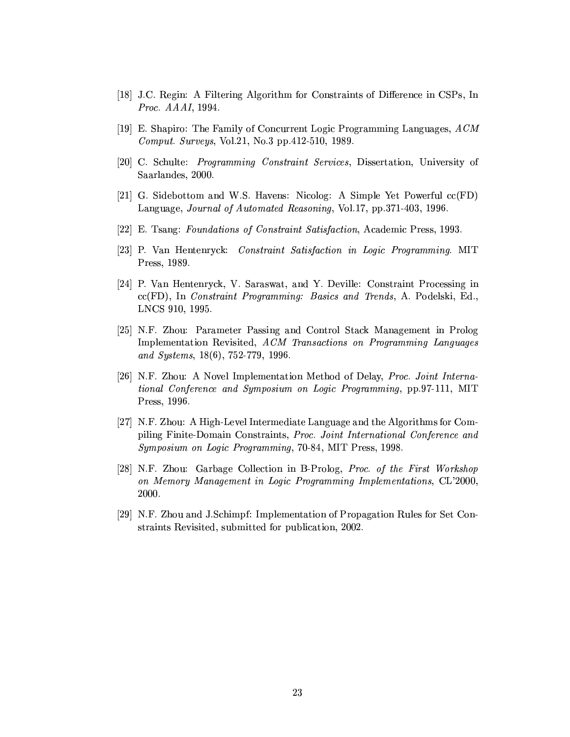[18] J.C. Regin: A Filtering Algorithm for Constraints of Difference in CSPs, In *Proc. AAAI*, 1994.

[19] E. Shapiro: The Family of Concurrent Logic Programming Languages, *ACM Comput. Surveys*, Vol.21, No.3 pp.412-510, 1989.

[20] C. Schulte: *Programming Constraint Services*, Dissertation, University of Saarlandes, 2000.

[21] G. Sidebottom and W.S. Havens: Nicolog: A Simple Yet Powerful cc(FD) Language, *Journal of Automated Reasoning*, Vol.17, pp.371-403, 1996.

[22] E. Tsang: *Foundations of Constraint Satisfaction*, Academic Press, 1993.

[23] P. Van Hentenryck: *Constraint Satisfaction in Logic Programming.* MIT Press, 1989.

[24] P. Van Hentenryck, V. Saraswat, and Y. Deville: Constraint Processing in cc(FD), In *Constraint Programming: Basics and Trends*, A. Podelski, Ed., LNCS 910, 1995.

[25] N.F. Zhou: Parameter Passing and Control Stack Management in Prolog Implementation Revisited, *ACM Transactions on Programming Languages and Systems*, 18(6), 752-779, 1996.

[26] N.F. Zhou: A Novel Implementation Method of Delay, *Proc. Joint International Conference and Symposium on Logic Programming*, pp.97-111, MIT Press, 1996.

[27] N.F. Zhou: A High-Level Intermediate Language and the Algorithms for Compiling Finite-Domain Constraints, *Proc. Joint International Conference and Symposium on Logic Programming*, 70-84, MIT Press, 1998.

[28] N.F. Zhou: Garbage Collection in B-Prolog, *Proc. of the First Workshop on Memory Management in Logic Programming Implementations*, CL'2000, 2000.

[29] N.F. Zhou and J.Schimpf: Implementation of Propagation Rules for Set Constraints Revisited, submitted for publication, 2002.